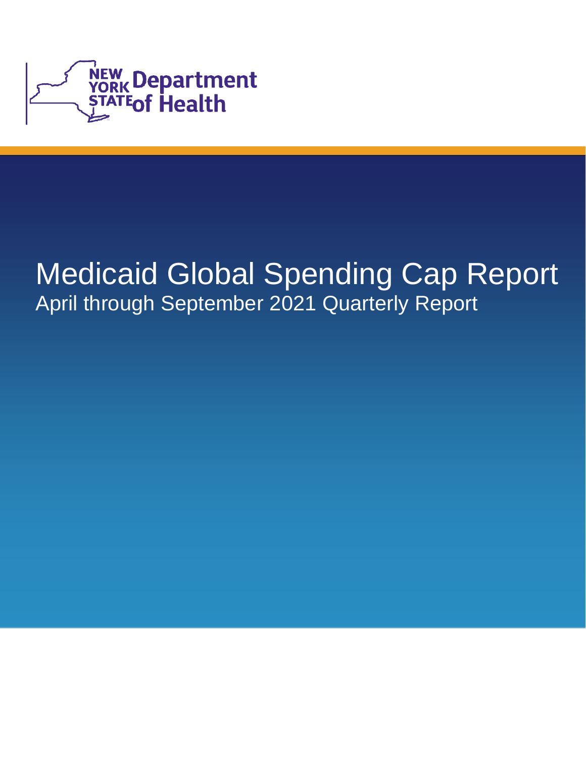NEW YORK STATE Department of Health

# Medicaid Global Spending Cap Report

## April through September 2021 Quarterly Report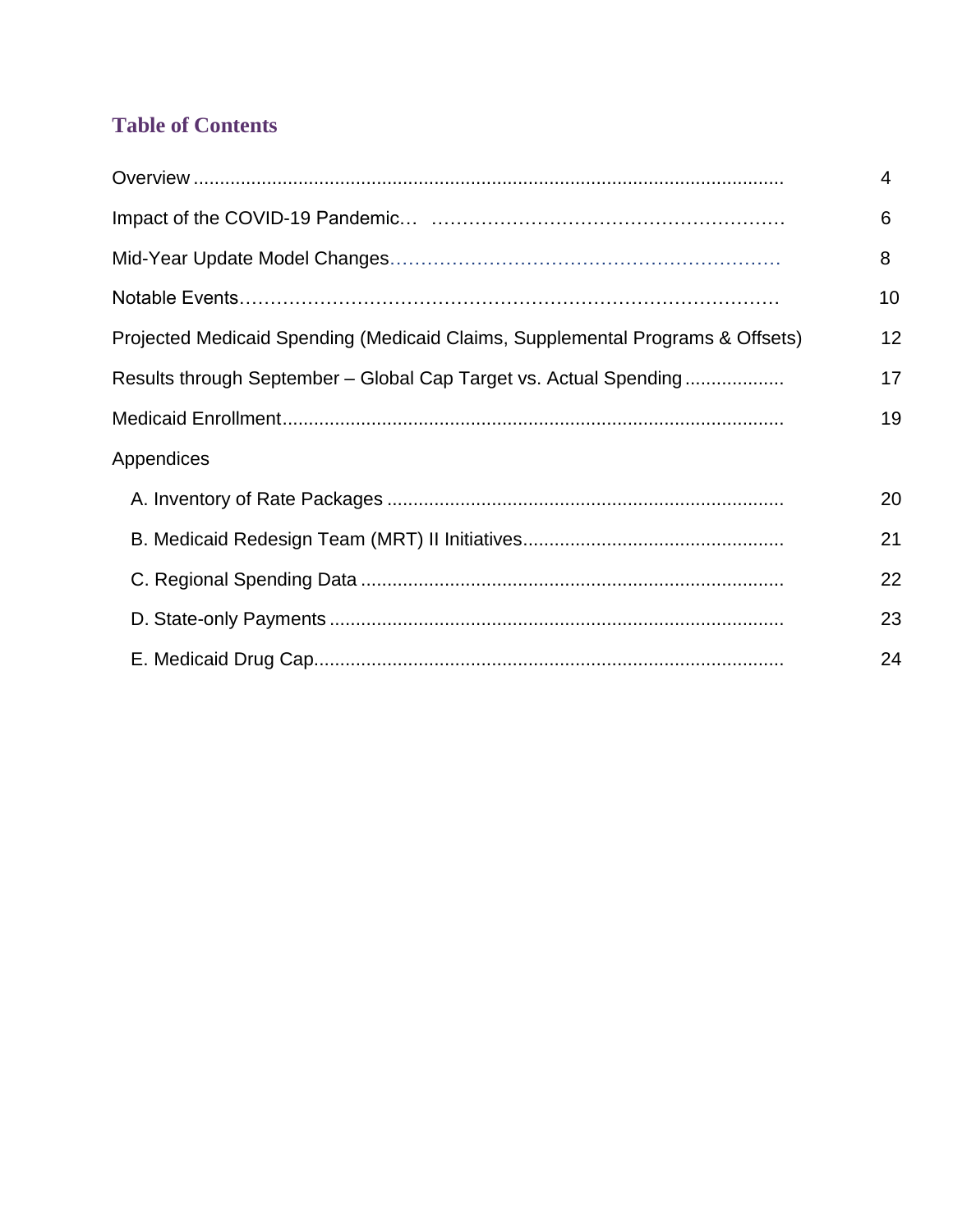## Table of Contents

| Section | Page |
| --- | --- |
| Overview | 4 |
| Impact of the COVID-19 Pandemic | 6 |
| Mid-Year Update Model Changes | 8 |
| Notable Events | 10 |
| Projected Medicaid Spending (Medicaid Claims, Supplemental Programs & Offsets) | 12 |
| Results through September – Global Cap Target vs. Actual Spending | 17 |
| Medicaid Enrollment | 19 |
| Appendices | |
| A. Inventory of Rate Packages | 20 |
| B. Medicaid Redesign Team (MRT) II Initiatives | 21 |
| C. Regional Spending Data | 22 |
| D. State-only Payments | 23 |
| E. Medicaid Drug Cap | 24 |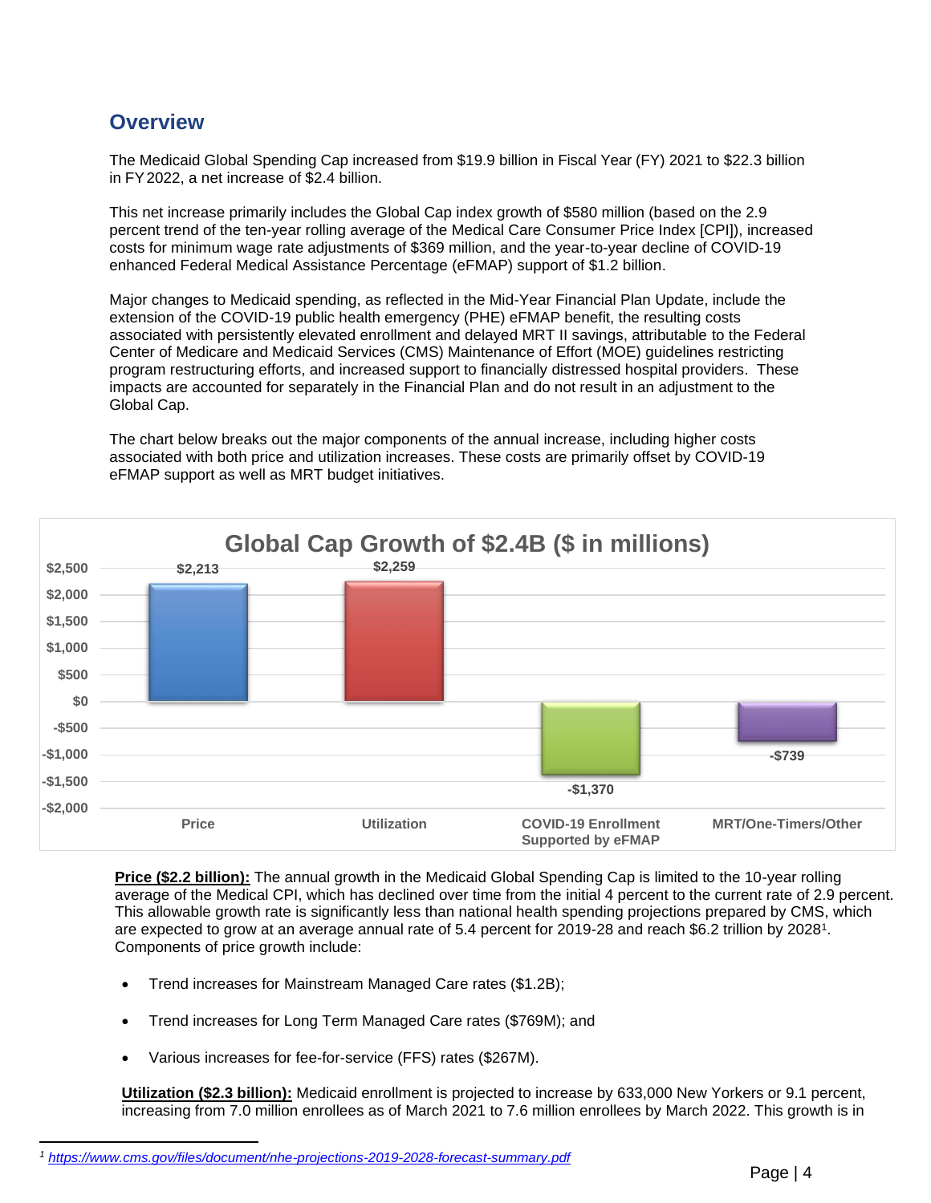## Overview

The Medicaid Global Spending Cap increased from $19.9 billion in Fiscal Year (FY) 2021 to $22.3 billion in FY 2022, a net increase of $2.4 billion.

This net increase primarily includes the Global Cap index growth of $580 million (based on the 2.9 percent trend of the ten-year rolling average of the Medical Care Consumer Price Index [CPI]), increased costs for minimum wage rate adjustments of $369 million, and the year-to-year decline of COVID-19 enhanced Federal Medical Assistance Percentage (eFMAP) support of $1.2 billion.

Major changes to Medicaid spending, as reflected in the Mid-Year Financial Plan Update, include the extension of the COVID-19 public health emergency (PHE) eFMAP benefit, the resulting costs associated with persistently elevated enrollment and delayed MRT II savings, attributable to the Federal Center of Medicare and Medicaid Services (CMS) Maintenance of Effort (MOE) guidelines restricting program restructuring efforts, and increased support to financially distressed hospital providers. These impacts are accounted for separately in the Financial Plan and do not result in an adjustment to the Global Cap.

The chart below breaks out the major components of the annual increase, including higher costs associated with both price and utilization increases. These costs are primarily offset by COVID-19 eFMAP support as well as MRT budget initiatives.

**Global Cap Growth of $2.4B ($ in millions)**

| Component | Amount |
|---|---|
| Price | $2,213 |
| Utilization | $2,259 |
| COVID-19 Enrollment Supported by eFMAP | -$1,370 |
| MRT/One-Timers/Other | -$739 |

**Price ($2.2 billion):** The annual growth in the Medicaid Global Spending Cap is limited to the 10-year rolling average of the Medical CPI, which has declined over time from the initial 4 percent to the current rate of 2.9 percent. This allowable growth rate is significantly less than national health spending projections prepared by CMS, which are expected to grow at an average annual rate of 5.4 percent for 2019-28 and reach $6.2 trillion by 2028[1]. Components of price growth include:

- Trend increases for Mainstream Managed Care rates ($1.2B);
- Trend increases for Long Term Managed Care rates ($769M); and
- Various increases for fee-for-service (FFS) rates ($267M).

**Utilization ($2.3 billion):** Medicaid enrollment is projected to increase by 633,000 New Yorkers or 9.1 percent, increasing from 7.0 million enrollees as of March 2021 to 7.6 million enrollees by March 2022. This growth is in

[1] https://www.cms.gov/files/document/nhe-projections-2019-2028-forecast-summary.pdf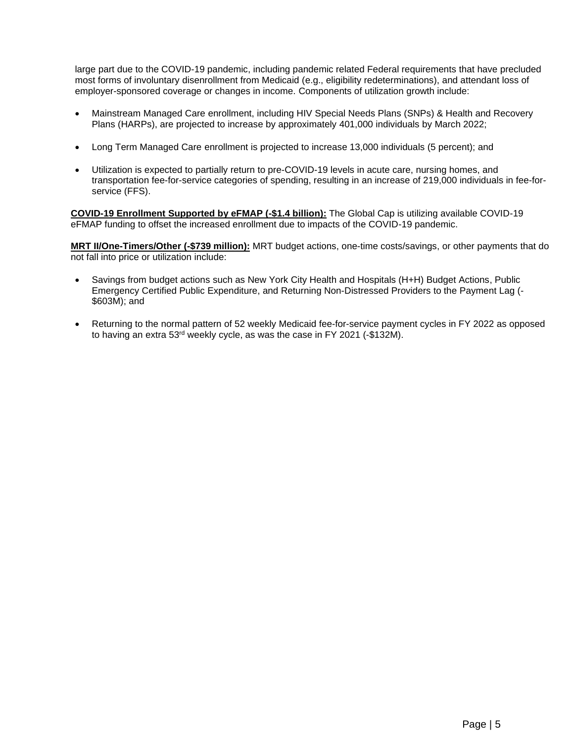large part due to the COVID-19 pandemic, including pandemic related Federal requirements that have precluded most forms of involuntary disenrollment from Medicaid (e.g., eligibility redeterminations), and attendant loss of employer-sponsored coverage or changes in income. Components of utilization growth include:

- Mainstream Managed Care enrollment, including HIV Special Needs Plans (SNPs) & Health and Recovery Plans (HARPs), are projected to increase by approximately 401,000 individuals by March 2022;
- Long Term Managed Care enrollment is projected to increase 13,000 individuals (5 percent); and
- Utilization is expected to partially return to pre-COVID-19 levels in acute care, nursing homes, and transportation fee-for-service categories of spending, resulting in an increase of 219,000 individuals in fee-for-service (FFS).

**COVID-19 Enrollment Supported by eFMAP (-$1.4 billion):** The Global Cap is utilizing available COVID-19 eFMAP funding to offset the increased enrollment due to impacts of the COVID-19 pandemic.

**MRT II/One-Timers/Other (-$739 million):** MRT budget actions, one-time costs/savings, or other payments that do not fall into price or utilization include:

- Savings from budget actions such as New York City Health and Hospitals (H+H) Budget Actions, Public Emergency Certified Public Expenditure, and Returning Non-Distressed Providers to the Payment Lag (-$603M); and
- Returning to the normal pattern of 52 weekly Medicaid fee-for-service payment cycles in FY 2022 as opposed to having an extra 53rd weekly cycle, as was the case in FY 2021 (-$132M).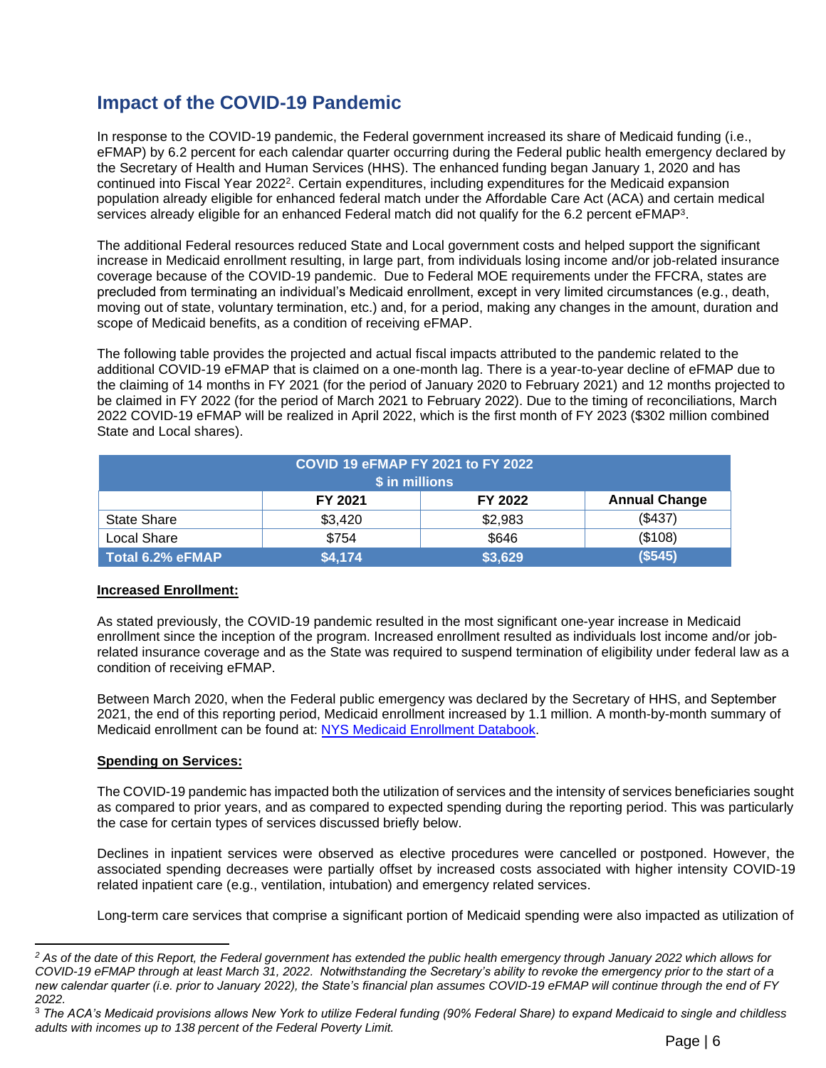## Impact of the COVID-19 Pandemic

In response to the COVID-19 pandemic, the Federal government increased its share of Medicaid funding (i.e., eFMAP) by 6.2 percent for each calendar quarter occurring during the Federal public health emergency declared by the Secretary of Health and Human Services (HHS). The enhanced funding began January 1, 2020 and has continued into Fiscal Year 2022[2]. Certain expenditures, including expenditures for the Medicaid expansion population already eligible for enhanced federal match under the Affordable Care Act (ACA) and certain medical services already eligible for an enhanced Federal match did not qualify for the 6.2 percent eFMAP[3].

The additional Federal resources reduced State and Local government costs and helped support the significant increase in Medicaid enrollment resulting, in large part, from individuals losing income and/or job-related insurance coverage because of the COVID-19 pandemic. Due to Federal MOE requirements under the FFCRA, states are precluded from terminating an individual's Medicaid enrollment, except in very limited circumstances (e.g., death, moving out of state, voluntary termination, etc.) and, for a period, making any changes in the amount, duration and scope of Medicaid benefits, as a condition of receiving eFMAP.

The following table provides the projected and actual fiscal impacts attributed to the pandemic related to the additional COVID-19 eFMAP that is claimed on a one-month lag. There is a year-to-year decline of eFMAP due to the claiming of 14 months in FY 2021 (for the period of January 2020 to February 2021) and 12 months projected to be claimed in FY 2022 (for the period of March 2021 to February 2022). Due to the timing of reconciliations, March 2022 COVID-19 eFMAP will be realized in April 2022, which is the first month of FY 2023 ($302 million combined State and Local shares).

| COVID 19 eFMAP FY 2021 to FY 2022 $ in millions | | | |
|---|---|---|---|
| | FY 2021 | FY 2022 | Annual Change |
| State Share | $3,420 | $2,983 | ($437) |
| Local Share | $754 | $646 | ($108) |
| **Total 6.2% eFMAP** | **$4,174** | **$3,629** | **($545)** |

**Increased Enrollment:**

As stated previously, the COVID-19 pandemic resulted in the most significant one-year increase in Medicaid enrollment since the inception of the program. Increased enrollment resulted as individuals lost income and/or job-related insurance coverage and as the State was required to suspend termination of eligibility under federal law as a condition of receiving eFMAP.

Between March 2020, when the Federal public emergency was declared by the Secretary of HHS, and September 2021, the end of this reporting period, Medicaid enrollment increased by 1.1 million. A month-by-month summary of Medicaid enrollment can be found at: NYS Medicaid Enrollment Databook.

**Spending on Services:**

The COVID-19 pandemic has impacted both the utilization of services and the intensity of services beneficiaries sought as compared to prior years, and as compared to expected spending during the reporting period. This was particularly the case for certain types of services discussed briefly below.

Declines in inpatient services were observed as elective procedures were cancelled or postponed. However, the associated spending decreases were partially offset by increased costs associated with higher intensity COVID-19 related inpatient care (e.g., ventilation, intubation) and emergency related services.

Long-term care services that comprise a significant portion of Medicaid spending were also impacted as utilization of

---

[2] *As of the date of this Report, the Federal government has extended the public health emergency through January 2022 which allows for COVID-19 eFMAP through at least March 31, 2022. Notwithstanding the Secretary's ability to revoke the emergency prior to the start of a new calendar quarter (i.e. prior to January 2022), the State's financial plan assumes COVID-19 eFMAP will continue through the end of FY 2022.*

[3] *The ACA's Medicaid provisions allows New York to utilize Federal funding (90% Federal Share) to expand Medicaid to single and childless adults with incomes up to 138 percent of the Federal Poverty Limit.*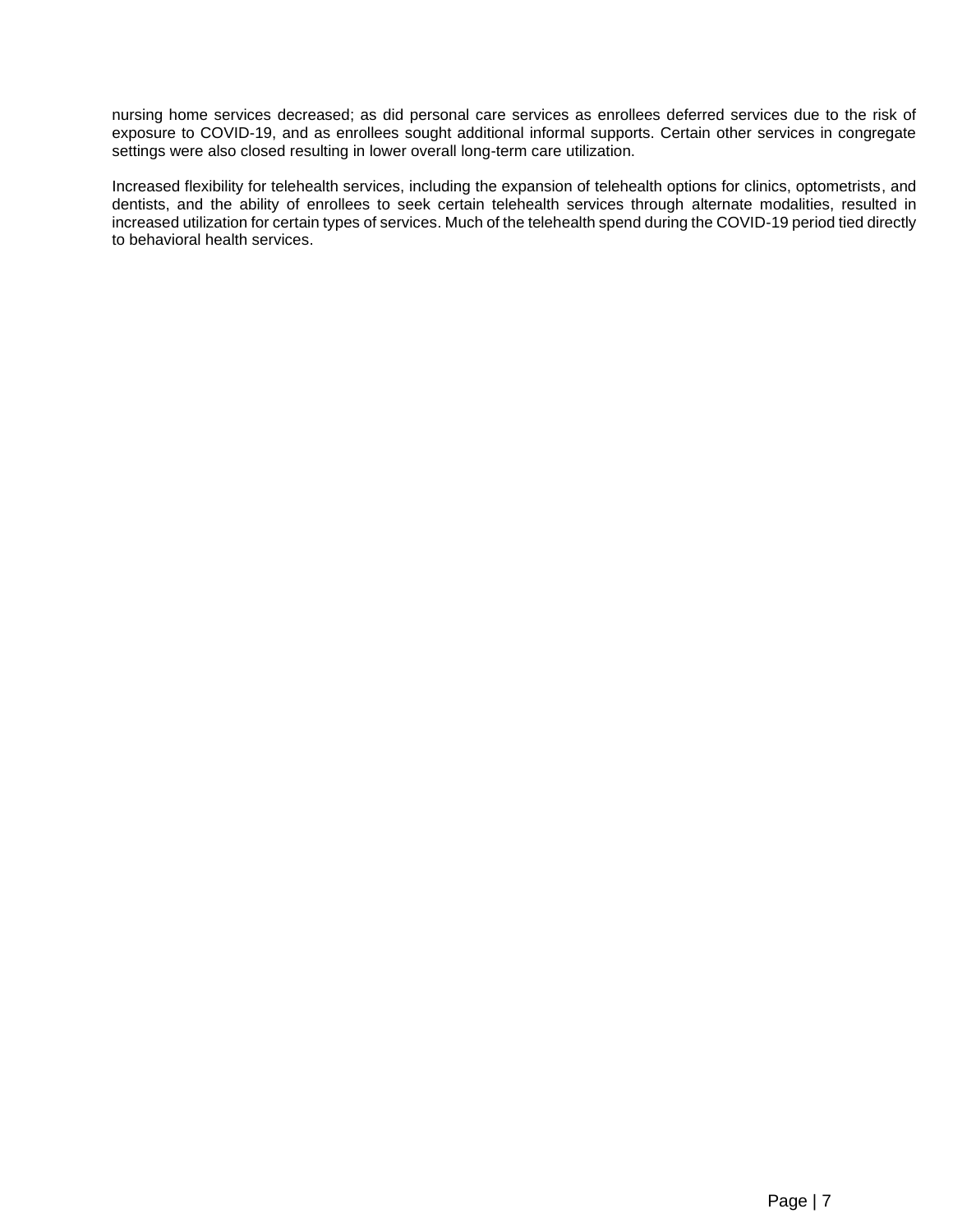nursing home services decreased; as did personal care services as enrollees deferred services due to the risk of exposure to COVID-19, and as enrollees sought additional informal supports. Certain other services in congregate settings were also closed resulting in lower overall long-term care utilization.

Increased flexibility for telehealth services, including the expansion of telehealth options for clinics, optometrists, and dentists, and the ability of enrollees to seek certain telehealth services through alternate modalities, resulted in increased utilization for certain types of services. Much of the telehealth spend during the COVID-19 period tied directly to behavioral health services.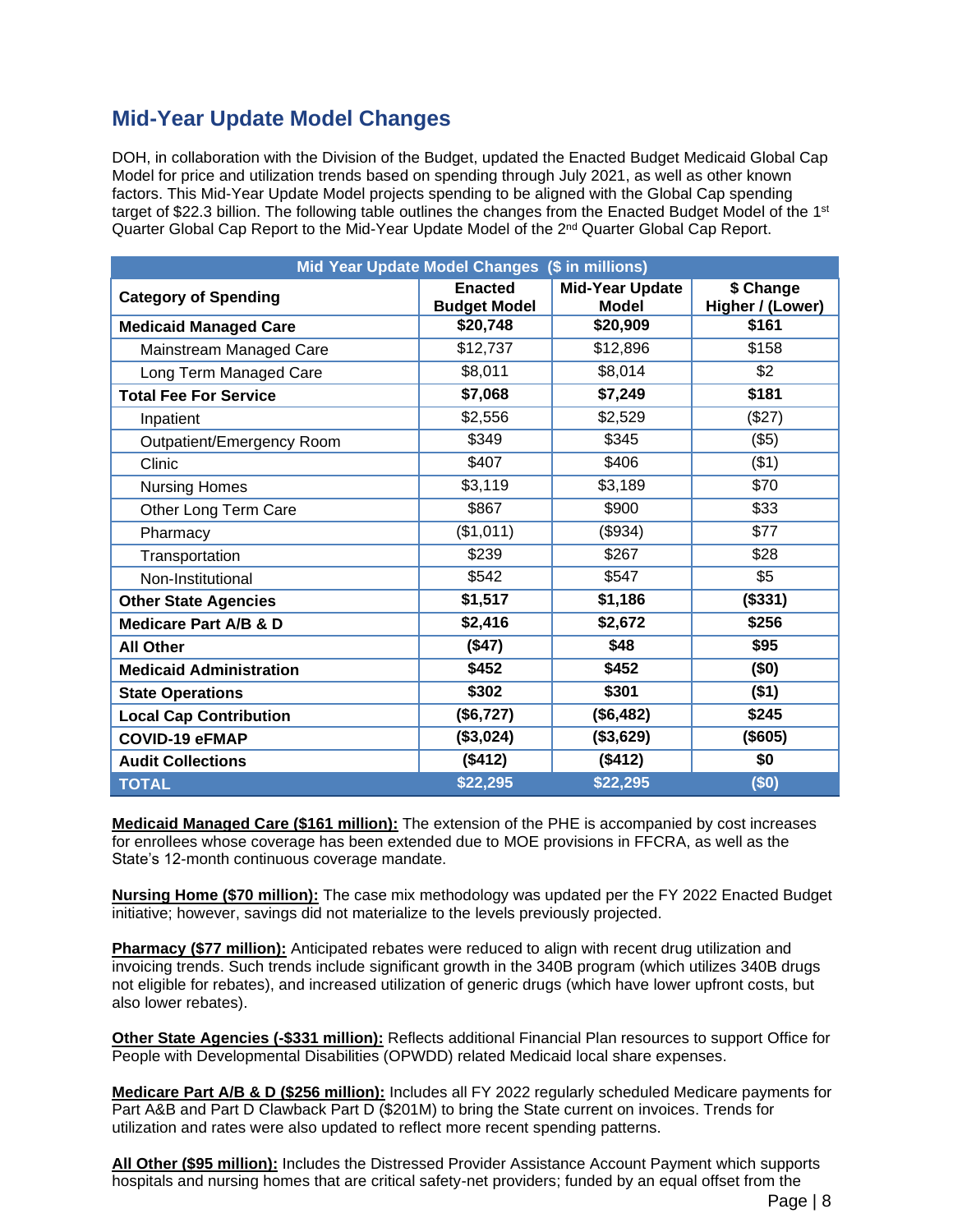## Mid-Year Update Model Changes

DOH, in collaboration with the Division of the Budget, updated the Enacted Budget Medicaid Global Cap Model for price and utilization trends based on spending through July 2021, as well as other known factors. This Mid-Year Update Model projects spending to be aligned with the Global Cap spending target of $22.3 billion. The following table outlines the changes from the Enacted Budget Model of the 1st Quarter Global Cap Report to the Mid-Year Update Model of the 2nd Quarter Global Cap Report.

| Mid Year Update Model Changes ($ in millions) | | | |
|---|---|---|---|
| **Category of Spending** | **Enacted Budget Model** | **Mid-Year Update Model** | **$ Change Higher / (Lower)** |
| **Medicaid Managed Care** | **$20,748** | **$20,909** | **$161** |
| Mainstream Managed Care | $12,737 | $12,896 | $158 |
| Long Term Managed Care | $8,011 | $8,014 | $2 |
| **Total Fee For Service** | **$7,068** | **$7,249** | **$181** |
| Inpatient | $2,556 | $2,529 | ($27) |
| Outpatient/Emergency Room | $349 | $345 | ($5) |
| Clinic | $407 | $406 | ($1) |
| Nursing Homes | $3,119 | $3,189 | $70 |
| Other Long Term Care | $867 | $900 | $33 |
| Pharmacy | ($1,011) | ($934) | $77 |
| Transportation | $239 | $267 | $28 |
| Non-Institutional | $542 | $547 | $5 |
| **Other State Agencies** | **$1,517** | **$1,186** | **($331)** |
| **Medicare Part A/B & D** | **$2,416** | **$2,672** | **$256** |
| **All Other** | **($47)** | **$48** | **$95** |
| **Medicaid Administration** | **$452** | **$452** | **($0)** |
| **State Operations** | **$302** | **$301** | **($1)** |
| **Local Cap Contribution** | **($6,727)** | **($6,482)** | **$245** |
| **COVID-19 eFMAP** | **($3,024)** | **($3,629)** | **($605)** |
| **Audit Collections** | **($412)** | **($412)** | **$0** |
| **TOTAL** | **$22,295** | **$22,295** | **($0)** |

**Medicaid Managed Care ($161 million):** The extension of the PHE is accompanied by cost increases for enrollees whose coverage has been extended due to MOE provisions in FFCRA, as well as the State's 12-month continuous coverage mandate.

**Nursing Home ($70 million):** The case mix methodology was updated per the FY 2022 Enacted Budget initiative; however, savings did not materialize to the levels previously projected.

**Pharmacy ($77 million):** Anticipated rebates were reduced to align with recent drug utilization and invoicing trends. Such trends include significant growth in the 340B program (which utilizes 340B drugs not eligible for rebates), and increased utilization of generic drugs (which have lower upfront costs, but also lower rebates).

**Other State Agencies (-$331 million):** Reflects additional Financial Plan resources to support Office for People with Developmental Disabilities (OPWDD) related Medicaid local share expenses.

**Medicare Part A/B & D ($256 million):** Includes all FY 2022 regularly scheduled Medicare payments for Part A&B and Part D Clawback Part D ($201M) to bring the State current on invoices. Trends for utilization and rates were also updated to reflect more recent spending patterns.

**All Other ($95 million):** Includes the Distressed Provider Assistance Account Payment which supports hospitals and nursing homes that are critical safety-net providers; funded by an equal offset from the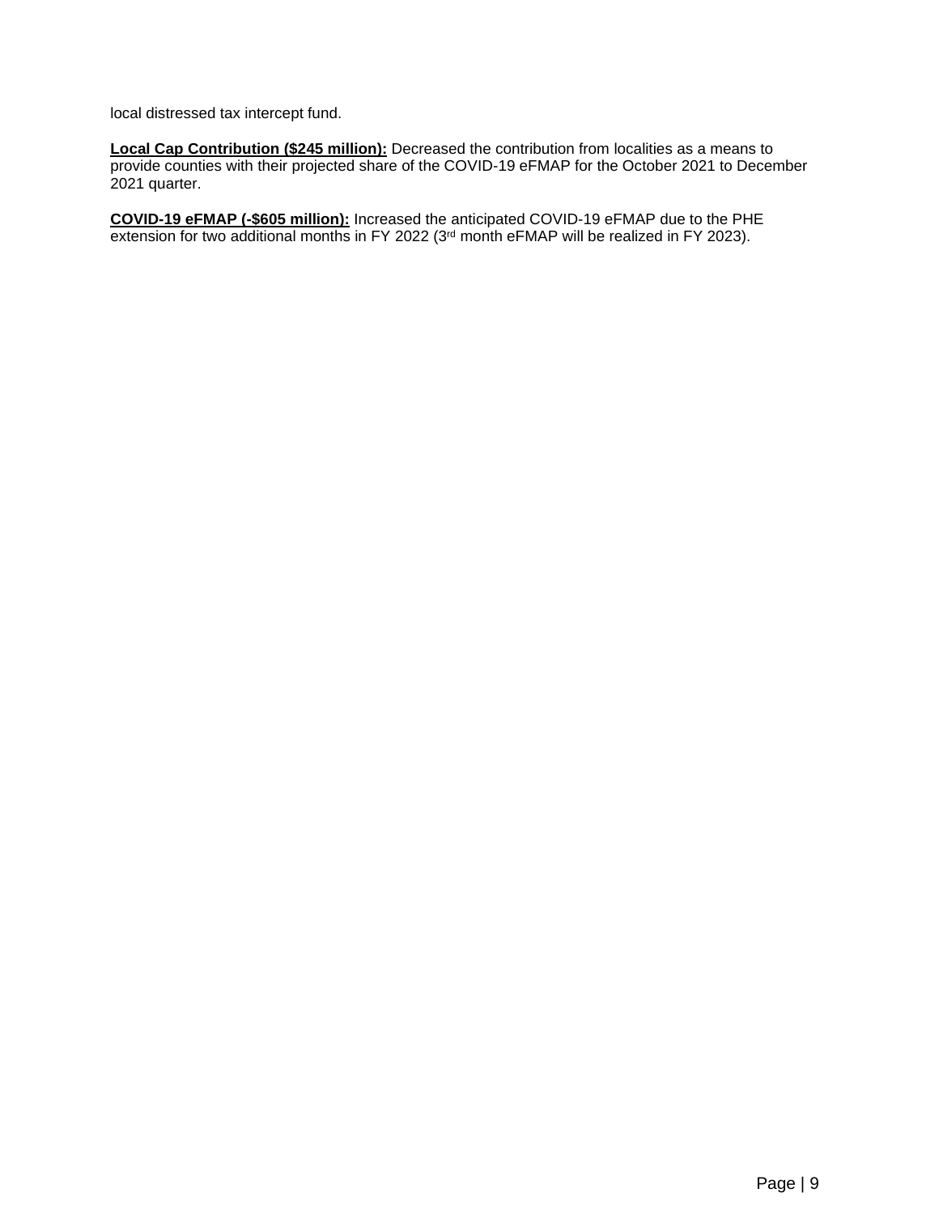local distressed tax intercept fund.

**Local Cap Contribution ($245 million):** Decreased the contribution from localities as a means to provide counties with their projected share of the COVID-19 eFMAP for the October 2021 to December 2021 quarter.

**COVID-19 eFMAP (-$605 million):** Increased the anticipated COVID-19 eFMAP due to the PHE extension for two additional months in FY 2022 (3rd month eFMAP will be realized in FY 2023).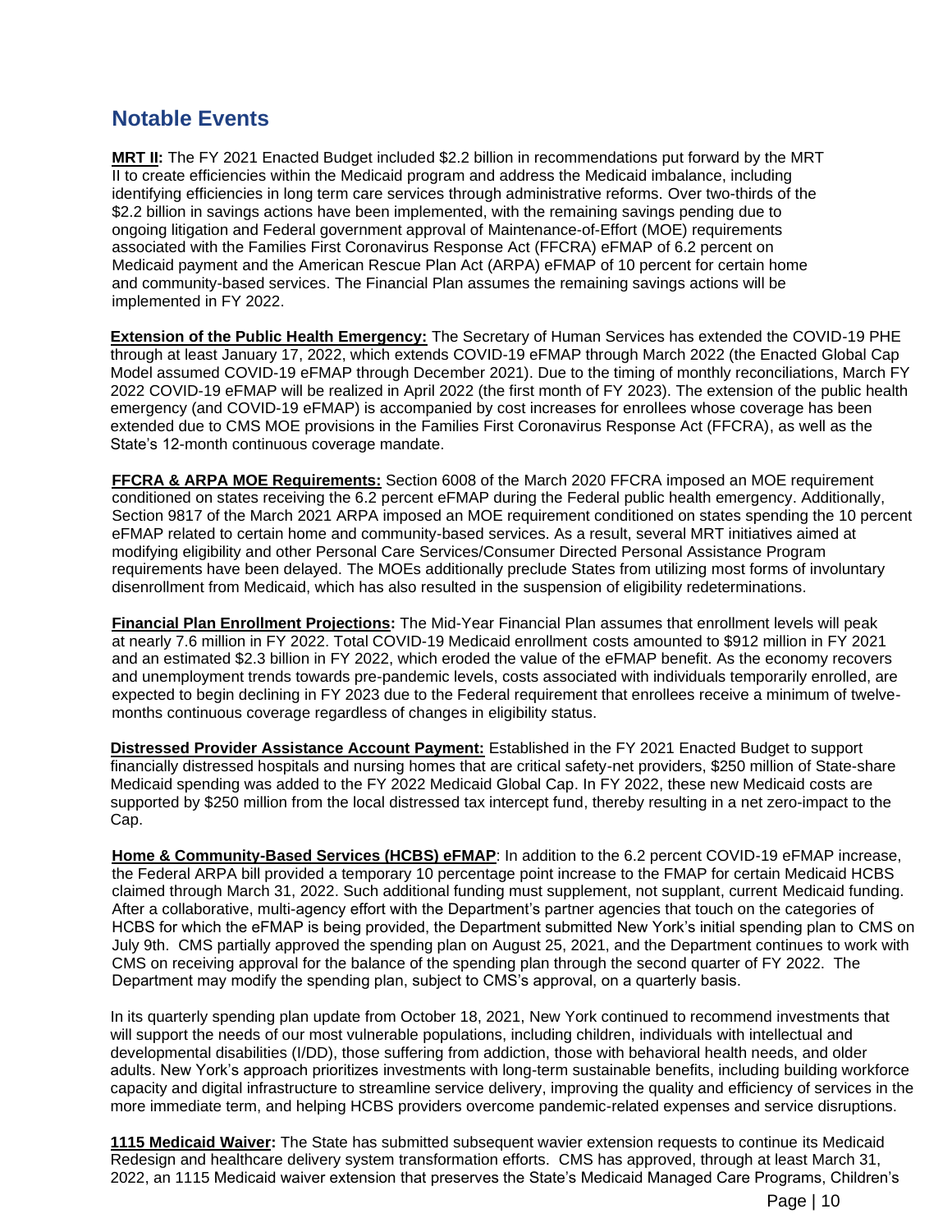## Notable Events

**MRT II:** The FY 2021 Enacted Budget included $2.2 billion in recommendations put forward by the MRT II to create efficiencies within the Medicaid program and address the Medicaid imbalance, including identifying efficiencies in long term care services through administrative reforms. Over two-thirds of the $2.2 billion in savings actions have been implemented, with the remaining savings pending due to ongoing litigation and Federal government approval of Maintenance-of-Effort (MOE) requirements associated with the Families First Coronavirus Response Act (FFCRA) eFMAP of 6.2 percent on Medicaid payment and the American Rescue Plan Act (ARPA) eFMAP of 10 percent for certain home and community-based services. The Financial Plan assumes the remaining savings actions will be implemented in FY 2022.

**Extension of the Public Health Emergency:** The Secretary of Human Services has extended the COVID-19 PHE through at least January 17, 2022, which extends COVID-19 eFMAP through March 2022 (the Enacted Global Cap Model assumed COVID-19 eFMAP through December 2021). Due to the timing of monthly reconciliations, March FY 2022 COVID-19 eFMAP will be realized in April 2022 (the first month of FY 2023). The extension of the public health emergency (and COVID-19 eFMAP) is accompanied by cost increases for enrollees whose coverage has been extended due to CMS MOE provisions in the Families First Coronavirus Response Act (FFCRA), as well as the State's 12-month continuous coverage mandate.

**FFCRA & ARPA MOE Requirements:** Section 6008 of the March 2020 FFCRA imposed an MOE requirement conditioned on states receiving the 6.2 percent eFMAP during the Federal public health emergency. Additionally, Section 9817 of the March 2021 ARPA imposed an MOE requirement conditioned on states spending the 10 percent eFMAP related to certain home and community-based services. As a result, several MRT initiatives aimed at modifying eligibility and other Personal Care Services/Consumer Directed Personal Assistance Program requirements have been delayed. The MOEs additionally preclude States from utilizing most forms of involuntary disenrollment from Medicaid, which has also resulted in the suspension of eligibility redeterminations.

**Financial Plan Enrollment Projections:** The Mid-Year Financial Plan assumes that enrollment levels will peak at nearly 7.6 million in FY 2022. Total COVID-19 Medicaid enrollment costs amounted to $912 million in FY 2021 and an estimated $2.3 billion in FY 2022, which eroded the value of the eFMAP benefit. As the economy recovers and unemployment trends towards pre-pandemic levels, costs associated with individuals temporarily enrolled, are expected to begin declining in FY 2023 due to the Federal requirement that enrollees receive a minimum of twelve-months continuous coverage regardless of changes in eligibility status.

**Distressed Provider Assistance Account Payment:** Established in the FY 2021 Enacted Budget to support financially distressed hospitals and nursing homes that are critical safety-net providers, $250 million of State-share Medicaid spending was added to the FY 2022 Medicaid Global Cap. In FY 2022, these new Medicaid costs are supported by $250 million from the local distressed tax intercept fund, thereby resulting in a net zero-impact to the Cap.

**Home & Community-Based Services (HCBS) eFMAP**: In addition to the 6.2 percent COVID-19 eFMAP increase, the Federal ARPA bill provided a temporary 10 percentage point increase to the FMAP for certain Medicaid HCBS claimed through March 31, 2022. Such additional funding must supplement, not supplant, current Medicaid funding. After a collaborative, multi-agency effort with the Department's partner agencies that touch on the categories of HCBS for which the eFMAP is being provided, the Department submitted New York's initial spending plan to CMS on July 9th. CMS partially approved the spending plan on August 25, 2021, and the Department continues to work with CMS on receiving approval for the balance of the spending plan through the second quarter of FY 2022. The Department may modify the spending plan, subject to CMS's approval, on a quarterly basis.

In its quarterly spending plan update from October 18, 2021, New York continued to recommend investments that will support the needs of our most vulnerable populations, including children, individuals with intellectual and developmental disabilities (I/DD), those suffering from addiction, those with behavioral health needs, and older adults. New York's approach prioritizes investments with long-term sustainable benefits, including building workforce capacity and digital infrastructure to streamline service delivery, improving the quality and efficiency of services in the more immediate term, and helping HCBS providers overcome pandemic-related expenses and service disruptions.

**1115 Medicaid Waiver:** The State has submitted subsequent wavier extension requests to continue its Medicaid Redesign and healthcare delivery system transformation efforts. CMS has approved, through at least March 31, 2022, an 1115 Medicaid waiver extension that preserves the State's Medicaid Managed Care Programs, Children's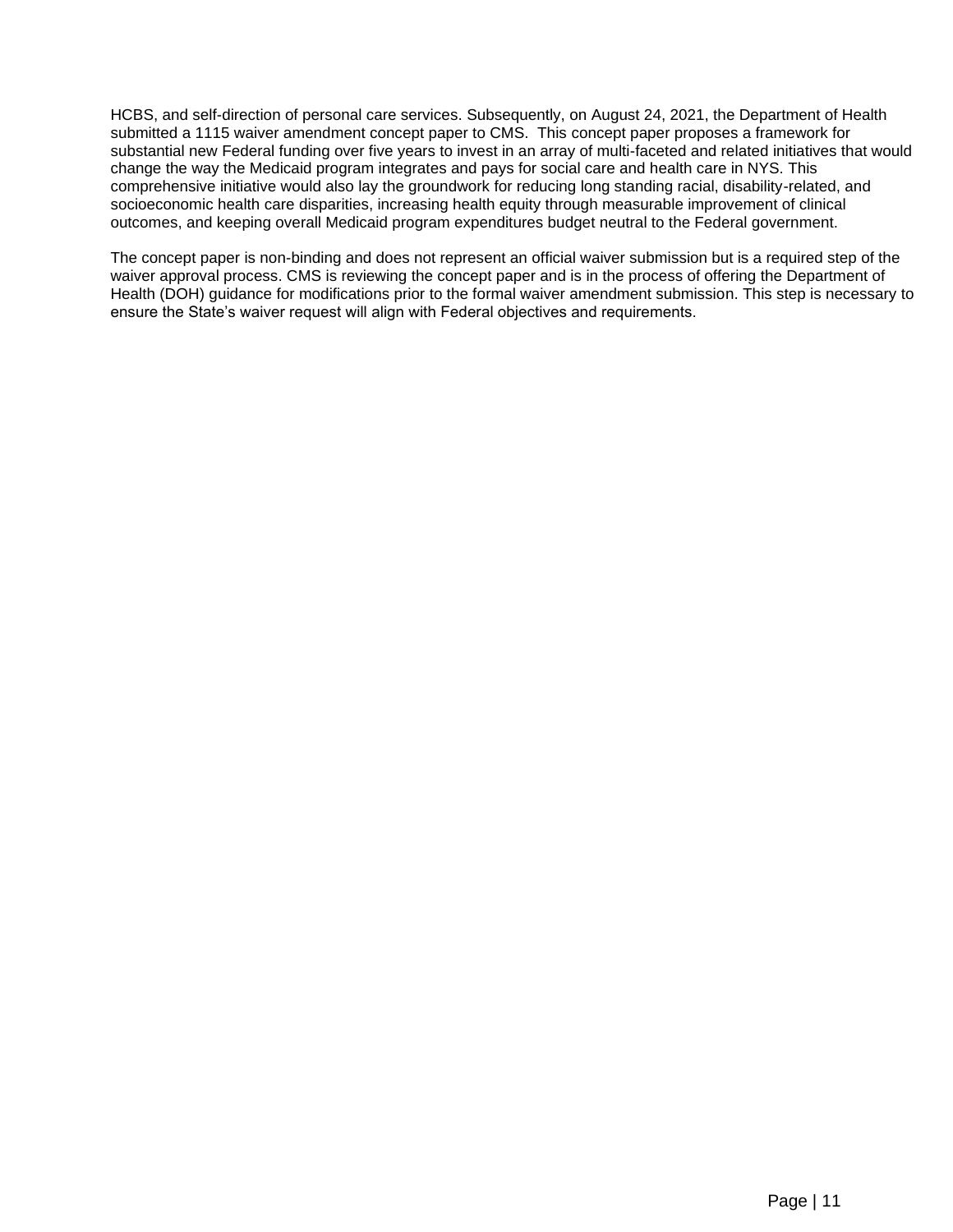HCBS, and self-direction of personal care services. Subsequently, on August 24, 2021, the Department of Health submitted a 1115 waiver amendment concept paper to CMS. This concept paper proposes a framework for substantial new Federal funding over five years to invest in an array of multi-faceted and related initiatives that would change the way the Medicaid program integrates and pays for social care and health care in NYS. This comprehensive initiative would also lay the groundwork for reducing long standing racial, disability-related, and socioeconomic health care disparities, increasing health equity through measurable improvement of clinical outcomes, and keeping overall Medicaid program expenditures budget neutral to the Federal government.

The concept paper is non-binding and does not represent an official waiver submission but is a required step of the waiver approval process. CMS is reviewing the concept paper and is in the process of offering the Department of Health (DOH) guidance for modifications prior to the formal waiver amendment submission. This step is necessary to ensure the State's waiver request will align with Federal objectives and requirements.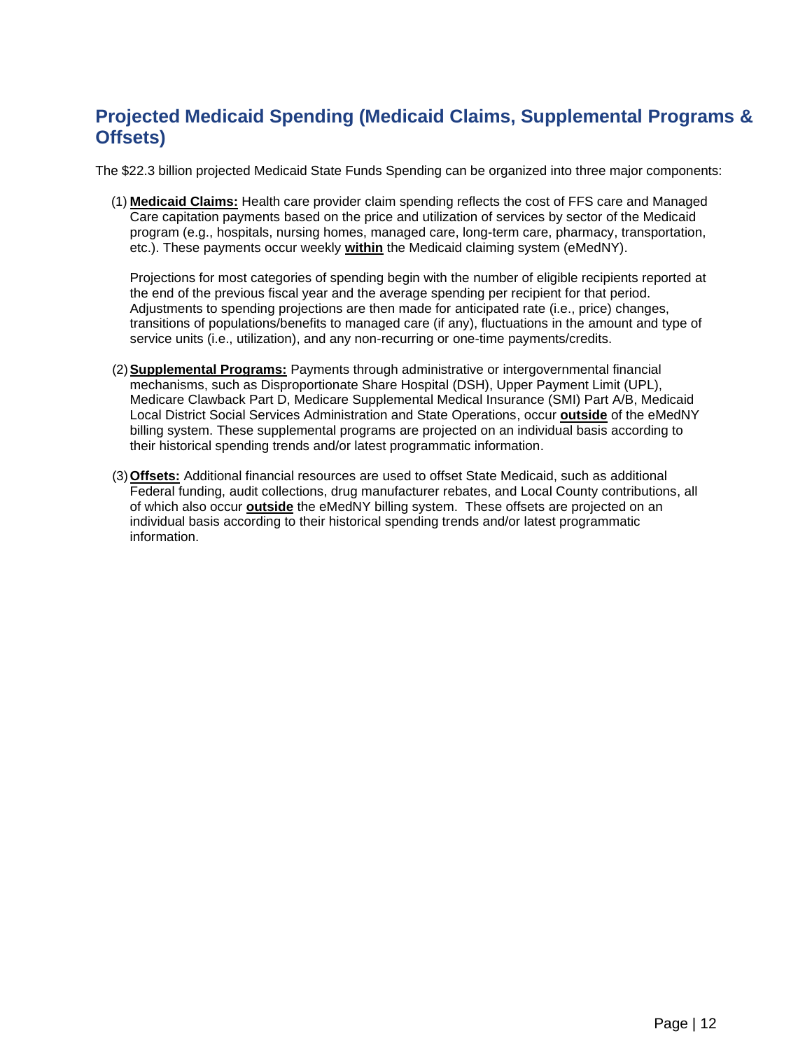## Projected Medicaid Spending (Medicaid Claims, Supplemental Programs & Offsets)

The $22.3 billion projected Medicaid State Funds Spending can be organized into three major components:

(1) **Medicaid Claims:** Health care provider claim spending reflects the cost of FFS care and Managed Care capitation payments based on the price and utilization of services by sector of the Medicaid program (e.g., hospitals, nursing homes, managed care, long-term care, pharmacy, transportation, etc.). These payments occur weekly **within** the Medicaid claiming system (eMedNY).

Projections for most categories of spending begin with the number of eligible recipients reported at the end of the previous fiscal year and the average spending per recipient for that period. Adjustments to spending projections are then made for anticipated rate (i.e., price) changes, transitions of populations/benefits to managed care (if any), fluctuations in the amount and type of service units (i.e., utilization), and any non-recurring or one-time payments/credits.

(2) **Supplemental Programs:** Payments through administrative or intergovernmental financial mechanisms, such as Disproportionate Share Hospital (DSH), Upper Payment Limit (UPL), Medicare Clawback Part D, Medicare Supplemental Medical Insurance (SMI) Part A/B, Medicaid Local District Social Services Administration and State Operations, occur **outside** of the eMedNY billing system. These supplemental programs are projected on an individual basis according to their historical spending trends and/or latest programmatic information.

(3) **Offsets:** Additional financial resources are used to offset State Medicaid, such as additional Federal funding, audit collections, drug manufacturer rebates, and Local County contributions, all of which also occur **outside** the eMedNY billing system. These offsets are projected on an individual basis according to their historical spending trends and/or latest programmatic information.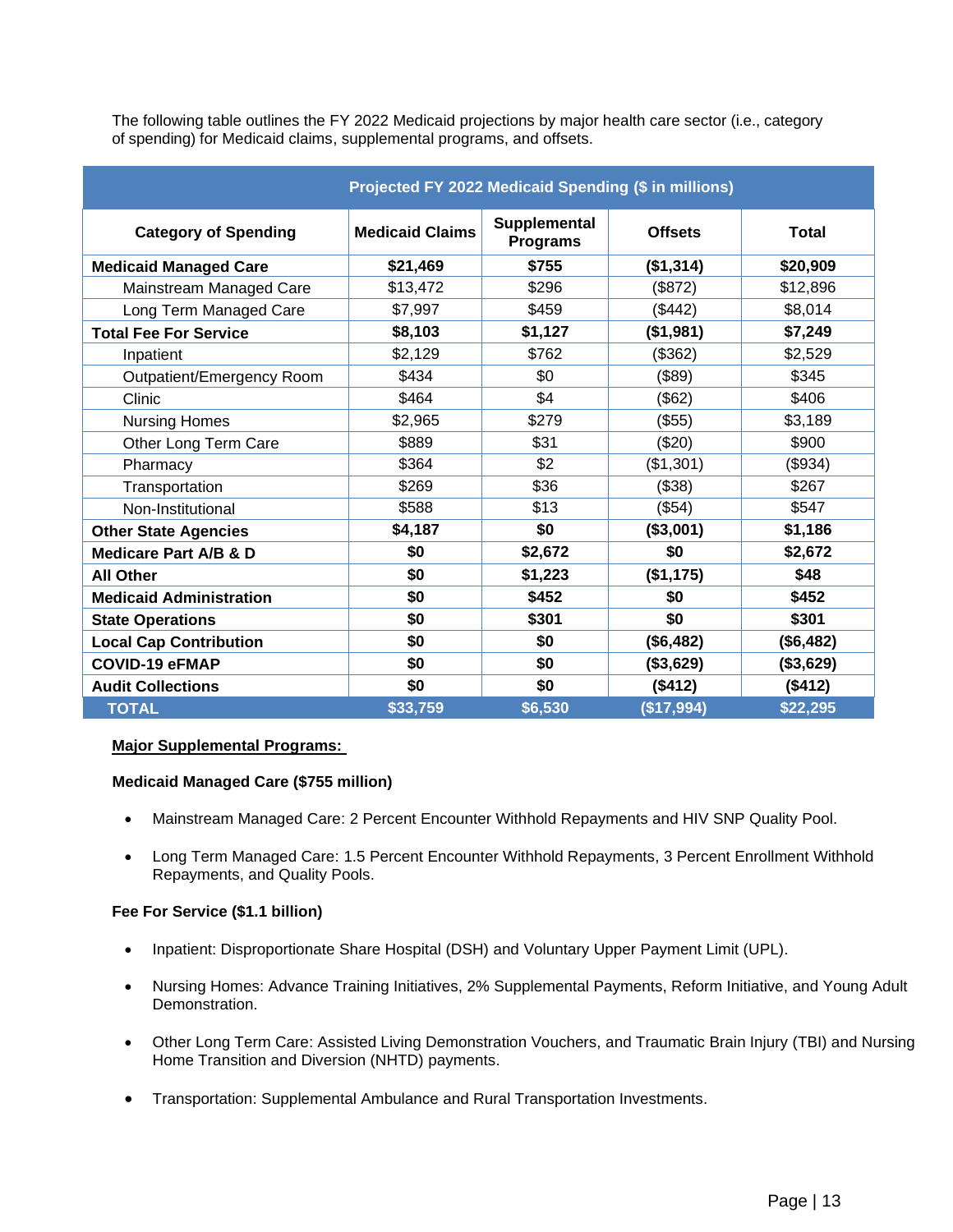The following table outlines the FY 2022 Medicaid projections by major health care sector (i.e., category of spending) for Medicaid claims, supplemental programs, and offsets.

| Projected FY 2022 Medicaid Spending ($ in millions) | | | | |
|---|---|---|---|---|
| **Category of Spending** | **Medicaid Claims** | **Supplemental Programs** | **Offsets** | **Total** |
| **Medicaid Managed Care** | **$21,469** | **$755** | **($1,314)** | **$20,909** |
| Mainstream Managed Care | $13,472 | $296 | ($872) | $12,896 |
| Long Term Managed Care | $7,997 | $459 | ($442) | $8,014 |
| **Total Fee For Service** | **$8,103** | **$1,127** | **($1,981)** | **$7,249** |
| Inpatient | $2,129 | $762 | ($362) | $2,529 |
| Outpatient/Emergency Room | $434 | $0 | ($89) | $345 |
| Clinic | $464 | $4 | ($62) | $406 |
| Nursing Homes | $2,965 | $279 | ($55) | $3,189 |
| Other Long Term Care | $889 | $31 | ($20) | $900 |
| Pharmacy | $364 | $2 | ($1,301) | ($934) |
| Transportation | $269 | $36 | ($38) | $267 |
| Non-Institutional | $588 | $13 | ($54) | $547 |
| **Other State Agencies** | **$4,187** | **$0** | **($3,001)** | **$1,186** |
| **Medicare Part A/B & D** | **$0** | **$2,672** | **$0** | **$2,672** |
| **All Other** | **$0** | **$1,223** | **($1,175)** | **$48** |
| **Medicaid Administration** | **$0** | **$452** | **$0** | **$452** |
| **State Operations** | **$0** | **$301** | **$0** | **$301** |
| **Local Cap Contribution** | **$0** | **$0** | **($6,482)** | **($6,482)** |
| **COVID-19 eFMAP** | **$0** | **$0** | **($3,629)** | **($3,629)** |
| **Audit Collections** | **$0** | **$0** | **($412)** | **($412)** |
| **TOTAL** | **$33,759** | **$6,530** | **($17,994)** | **$22,295** |

**Major Supplemental Programs:**

**Medicaid Managed Care ($755 million)**

- Mainstream Managed Care: 2 Percent Encounter Withhold Repayments and HIV SNP Quality Pool.
- Long Term Managed Care: 1.5 Percent Encounter Withhold Repayments, 3 Percent Enrollment Withhold Repayments, and Quality Pools.

**Fee For Service ($1.1 billion)**

- Inpatient: Disproportionate Share Hospital (DSH) and Voluntary Upper Payment Limit (UPL).
- Nursing Homes: Advance Training Initiatives, 2% Supplemental Payments, Reform Initiative, and Young Adult Demonstration.
- Other Long Term Care: Assisted Living Demonstration Vouchers, and Traumatic Brain Injury (TBI) and Nursing Home Transition and Diversion (NHTD) payments.
- Transportation: Supplemental Ambulance and Rural Transportation Investments.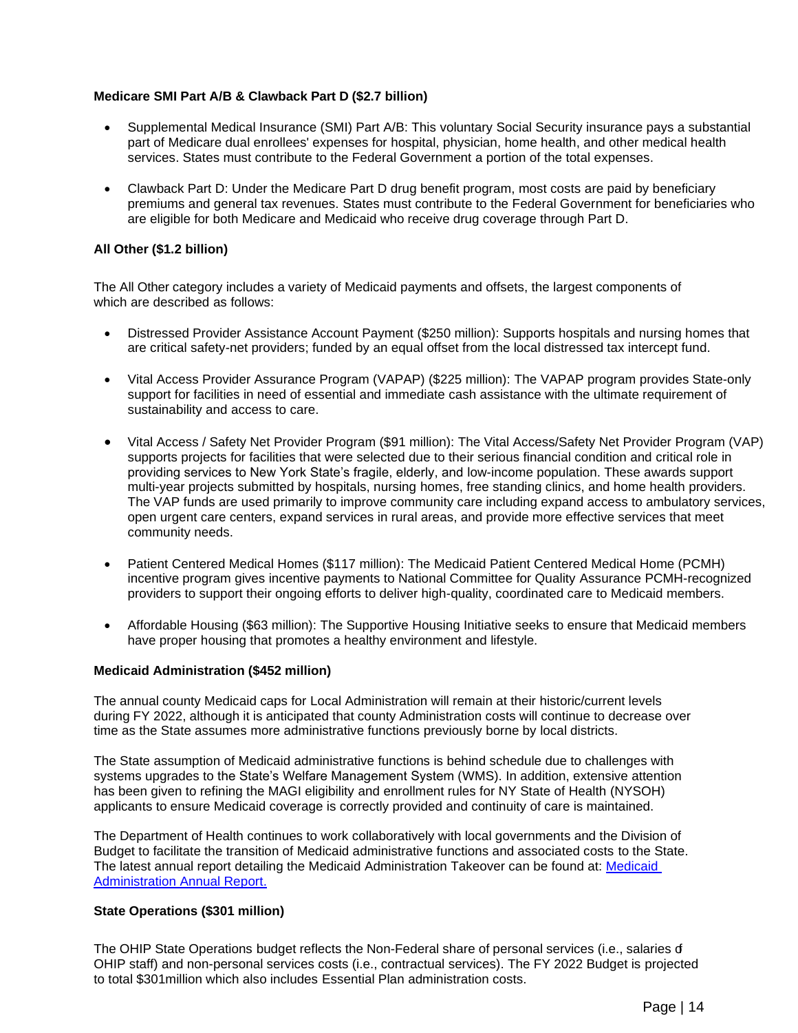**Medicare SMI Part A/B & Clawback Part D ($2.7 billion)**

- Supplemental Medical Insurance (SMI) Part A/B: This voluntary Social Security insurance pays a substantial part of Medicare dual enrollees' expenses for hospital, physician, home health, and other medical health services. States must contribute to the Federal Government a portion of the total expenses.
- Clawback Part D: Under the Medicare Part D drug benefit program, most costs are paid by beneficiary premiums and general tax revenues. States must contribute to the Federal Government for beneficiaries who are eligible for both Medicare and Medicaid who receive drug coverage through Part D.

**All Other ($1.2 billion)**

The All Other category includes a variety of Medicaid payments and offsets, the largest components of which are described as follows:

- Distressed Provider Assistance Account Payment ($250 million): Supports hospitals and nursing homes that are critical safety-net providers; funded by an equal offset from the local distressed tax intercept fund.
- Vital Access Provider Assurance Program (VAPAP) ($225 million): The VAPAP program provides State-only support for facilities in need of essential and immediate cash assistance with the ultimate requirement of sustainability and access to care.
- Vital Access / Safety Net Provider Program ($91 million): The Vital Access/Safety Net Provider Program (VAP) supports projects for facilities that were selected due to their serious financial condition and critical role in providing services to New York State's fragile, elderly, and low-income population. These awards support multi-year projects submitted by hospitals, nursing homes, free standing clinics, and home health providers. The VAP funds are used primarily to improve community care including expand access to ambulatory services, open urgent care centers, expand services in rural areas, and provide more effective services that meet community needs.
- Patient Centered Medical Homes ($117 million): The Medicaid Patient Centered Medical Home (PCMH) incentive program gives incentive payments to National Committee for Quality Assurance PCMH-recognized providers to support their ongoing efforts to deliver high-quality, coordinated care to Medicaid members.
- Affordable Housing ($63 million): The Supportive Housing Initiative seeks to ensure that Medicaid members have proper housing that promotes a healthy environment and lifestyle.

**Medicaid Administration ($452 million)**

The annual county Medicaid caps for Local Administration will remain at their historic/current levels during FY 2022, although it is anticipated that county Administration costs will continue to decrease over time as the State assumes more administrative functions previously borne by local districts.

The State assumption of Medicaid administrative functions is behind schedule due to challenges with systems upgrades to the State's Welfare Management System (WMS). In addition, extensive attention has been given to refining the MAGI eligibility and enrollment rules for NY State of Health (NYSOH) applicants to ensure Medicaid coverage is correctly provided and continuity of care is maintained.

The Department of Health continues to work collaboratively with local governments and the Division of Budget to facilitate the transition of Medicaid administrative functions and associated costs to the State. The latest annual report detailing the Medicaid Administration Takeover can be found at: [Medicaid Administration Annual Report.]()

**State Operations ($301 million)**

The OHIP State Operations budget reflects the Non-Federal share of personal services (i.e., salaries of OHIP staff) and non-personal services costs (i.e., contractual services). The FY 2022 Budget is projected to total $301million which also includes Essential Plan administration costs.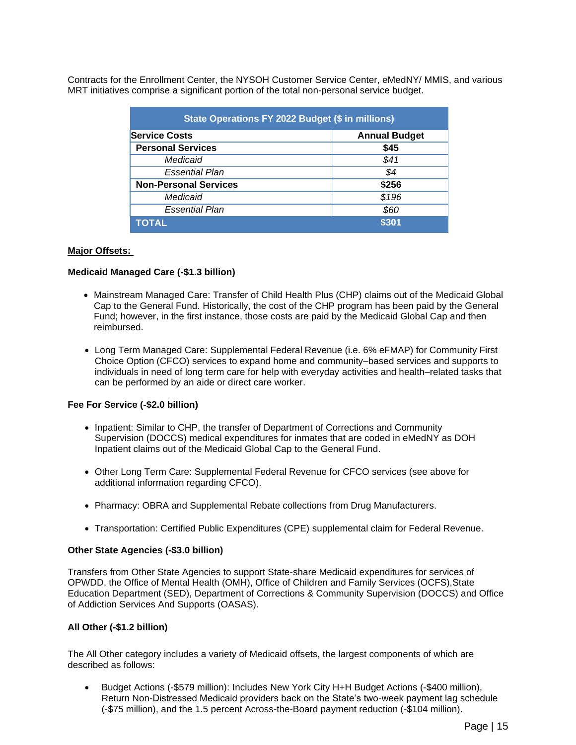Contracts for the Enrollment Center, the NYSOH Customer Service Center, eMedNY/ MMIS, and various MRT initiatives comprise a significant portion of the total non-personal service budget.

| State Operations FY 2022 Budget ($ in millions) | |
|---|---|
| **Service Costs** | **Annual Budget** |
| **Personal Services** | **$45** |
| *Medicaid* | *$41* |
| *Essential Plan* | *$4* |
| **Non-Personal Services** | **$256** |
| *Medicaid* | *$196* |
| *Essential Plan* | *$60* |
| **TOTAL** | **$301** |

**Major Offsets:**

**Medicaid Managed Care (-$1.3 billion)**

- Mainstream Managed Care: Transfer of Child Health Plus (CHP) claims out of the Medicaid Global Cap to the General Fund. Historically, the cost of the CHP program has been paid by the General Fund; however, in the first instance, those costs are paid by the Medicaid Global Cap and then reimbursed.
- Long Term Managed Care: Supplemental Federal Revenue (i.e. 6% eFMAP) for Community First Choice Option (CFCO) services to expand home and community–based services and supports to individuals in need of long term care for help with everyday activities and health–related tasks that can be performed by an aide or direct care worker.

**Fee For Service (-$2.0 billion)**

- Inpatient: Similar to CHP, the transfer of Department of Corrections and Community Supervision (DOCCS) medical expenditures for inmates that are coded in eMedNY as DOH Inpatient claims out of the Medicaid Global Cap to the General Fund.
- Other Long Term Care: Supplemental Federal Revenue for CFCO services (see above for additional information regarding CFCO).
- Pharmacy: OBRA and Supplemental Rebate collections from Drug Manufacturers.
- Transportation: Certified Public Expenditures (CPE) supplemental claim for Federal Revenue.

**Other State Agencies (-$3.0 billion)**

Transfers from Other State Agencies to support State-share Medicaid expenditures for services of OPWDD, the Office of Mental Health (OMH), Office of Children and Family Services (OCFS),State Education Department (SED), Department of Corrections & Community Supervision (DOCCS) and Office of Addiction Services And Supports (OASAS).

**All Other (-$1.2 billion)**

The All Other category includes a variety of Medicaid offsets, the largest components of which are described as follows:

- Budget Actions (-$579 million): Includes New York City H+H Budget Actions (-$400 million), Return Non-Distressed Medicaid providers back on the State's two-week payment lag schedule (-$75 million), and the 1.5 percent Across-the-Board payment reduction (-$104 million).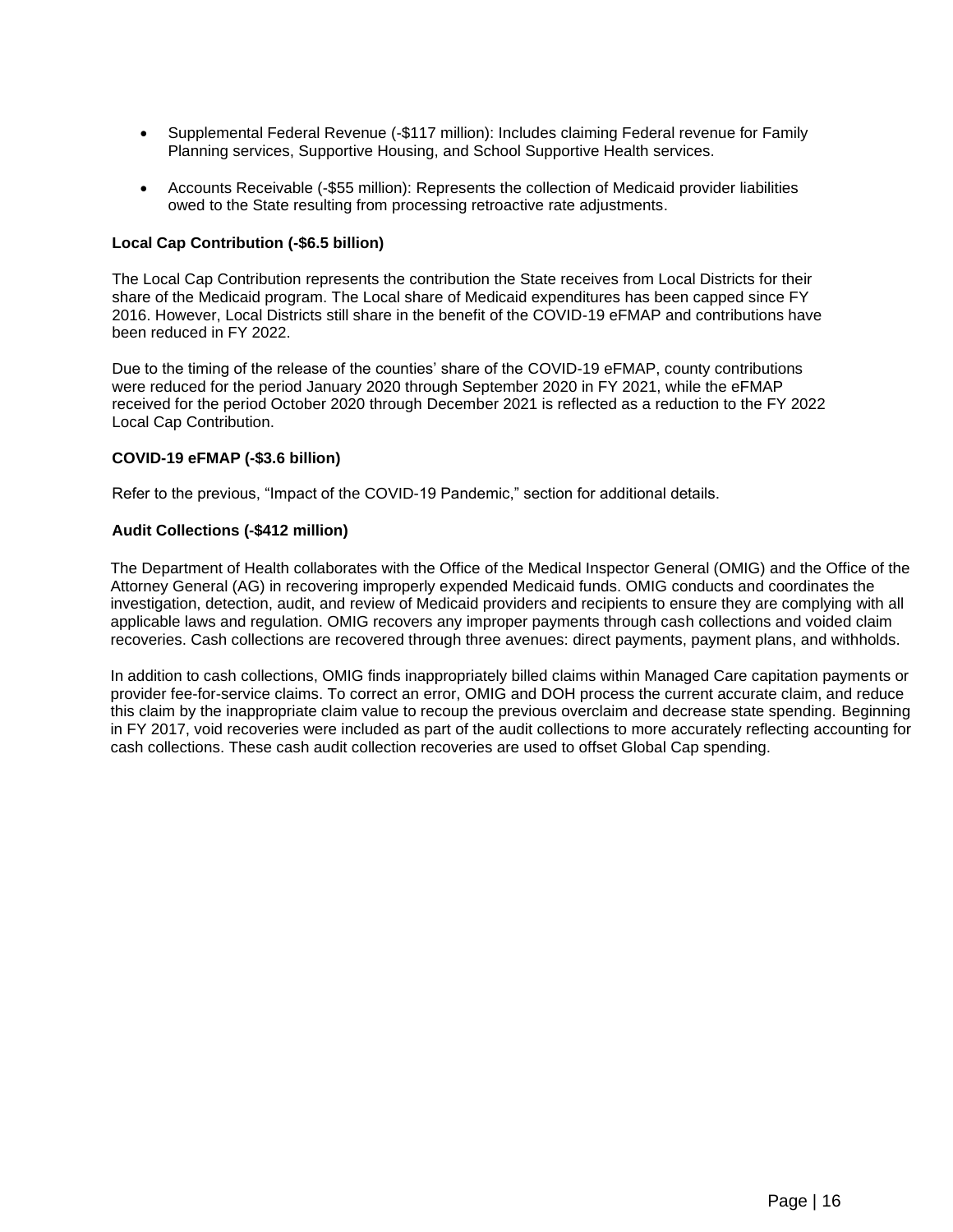- Supplemental Federal Revenue (-$117 million): Includes claiming Federal revenue for Family Planning services, Supportive Housing, and School Supportive Health services.

- Accounts Receivable (-$55 million): Represents the collection of Medicaid provider liabilities owed to the State resulting from processing retroactive rate adjustments.

**Local Cap Contribution (-$6.5 billion)**

The Local Cap Contribution represents the contribution the State receives from Local Districts for their share of the Medicaid program. The Local share of Medicaid expenditures has been capped since FY 2016. However, Local Districts still share in the benefit of the COVID-19 eFMAP and contributions have been reduced in FY 2022.

Due to the timing of the release of the counties' share of the COVID-19 eFMAP, county contributions were reduced for the period January 2020 through September 2020 in FY 2021, while the eFMAP received for the period October 2020 through December 2021 is reflected as a reduction to the FY 2022 Local Cap Contribution.

**COVID-19 eFMAP (-$3.6 billion)**

Refer to the previous, "Impact of the COVID-19 Pandemic," section for additional details.

**Audit Collections (-$412 million)**

The Department of Health collaborates with the Office of the Medical Inspector General (OMIG) and the Office of the Attorney General (AG) in recovering improperly expended Medicaid funds. OMIG conducts and coordinates the investigation, detection, audit, and review of Medicaid providers and recipients to ensure they are complying with all applicable laws and regulation. OMIG recovers any improper payments through cash collections and voided claim recoveries. Cash collections are recovered through three avenues: direct payments, payment plans, and withholds.

In addition to cash collections, OMIG finds inappropriately billed claims within Managed Care capitation payments or provider fee-for-service claims. To correct an error, OMIG and DOH process the current accurate claim, and reduce this claim by the inappropriate claim value to recoup the previous overclaim and decrease state spending. Beginning in FY 2017, void recoveries were included as part of the audit collections to more accurately reflecting accounting for cash collections. These cash audit collection recoveries are used to offset Global Cap spending.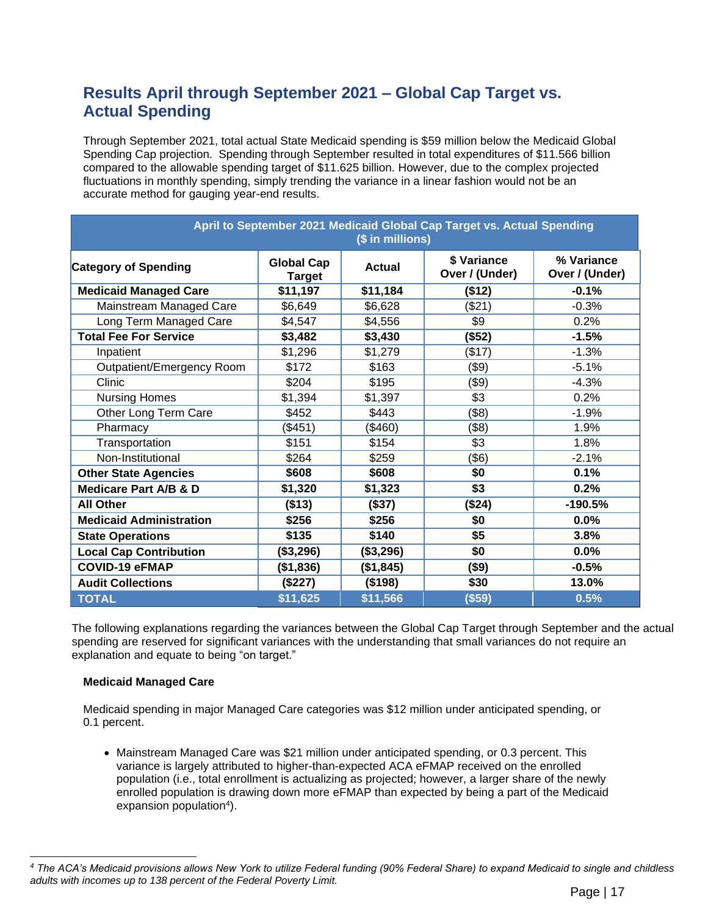## Results April through September 2021 – Global Cap Target vs. Actual Spending

Through September 2021, total actual State Medicaid spending is $59 million below the Medicaid Global Spending Cap projection. Spending through September resulted in total expenditures of $11.566 billion compared to the allowable spending target of $11.625 billion. However, due to the complex projected fluctuations in monthly spending, simply trending the variance in a linear fashion would not be an accurate method for gauging year-end results.

| April to September 2021 Medicaid Global Cap Target vs. Actual Spending ($ in millions) | | | | |
|---|---|---|---|---|
| **Category of Spending** | **Global Cap Target** | **Actual** | **$ Variance Over / (Under)** | **% Variance Over / (Under)** |
| **Medicaid Managed Care** | **$11,197** | **$11,184** | **($12)** | **-0.1%** |
| Mainstream Managed Care | $6,649 | $6,628 | ($21) | -0.3% |
| Long Term Managed Care | $4,547 | $4,556 | $9 | 0.2% |
| **Total Fee For Service** | **$3,482** | **$3,430** | **($52)** | **-1.5%** |
| Inpatient | $1,296 | $1,279 | ($17) | -1.3% |
| Outpatient/Emergency Room | $172 | $163 | ($9) | -5.1% |
| Clinic | $204 | $195 | ($9) | -4.3% |
| Nursing Homes | $1,394 | $1,397 | $3 | 0.2% |
| Other Long Term Care | $452 | $443 | ($8) | -1.9% |
| Pharmacy | ($451) | ($460) | ($8) | 1.9% |
| Transportation | $151 | $154 | $3 | 1.8% |
| Non-Institutional | $264 | $259 | ($6) | -2.1% |
| **Other State Agencies** | **$608** | **$608** | **$0** | **0.1%** |
| **Medicare Part A/B & D** | **$1,320** | **$1,323** | **$3** | **0.2%** |
| **All Other** | **($13)** | **($37)** | **($24)** | **-190.5%** |
| **Medicaid Administration** | **$256** | **$256** | **$0** | **0.0%** |
| **State Operations** | **$135** | **$140** | **$5** | **3.8%** |
| **Local Cap Contribution** | **($3,296)** | **($3,296)** | **$0** | **0.0%** |
| **COVID-19 eFMAP** | **($1,836)** | **($1,845)** | **($9)** | **-0.5%** |
| **Audit Collections** | **($227)** | **($198)** | **$30** | **13.0%** |
| **TOTAL** | **$11,625** | **$11,566** | **($59)** | **0.5%** |

The following explanations regarding the variances between the Global Cap Target through September and the actual spending are reserved for significant variances with the understanding that small variances do not require an explanation and equate to being "on target."

**Medicaid Managed Care**

Medicaid spending in major Managed Care categories was $12 million under anticipated spending, or 0.1 percent.

- Mainstream Managed Care was $21 million under anticipated spending, or 0.3 percent. This variance is largely attributed to higher-than-expected ACA eFMAP received on the enrolled population (i.e., total enrollment is actualizing as projected; however, a larger share of the newly enrolled population is drawing down more eFMAP than expected by being a part of the Medicaid expansion population[4]).

---

*[4] The ACA's Medicaid provisions allows New York to utilize Federal funding (90% Federal Share) to expand Medicaid to single and childless adults with incomes up to 138 percent of the Federal Poverty Limit.*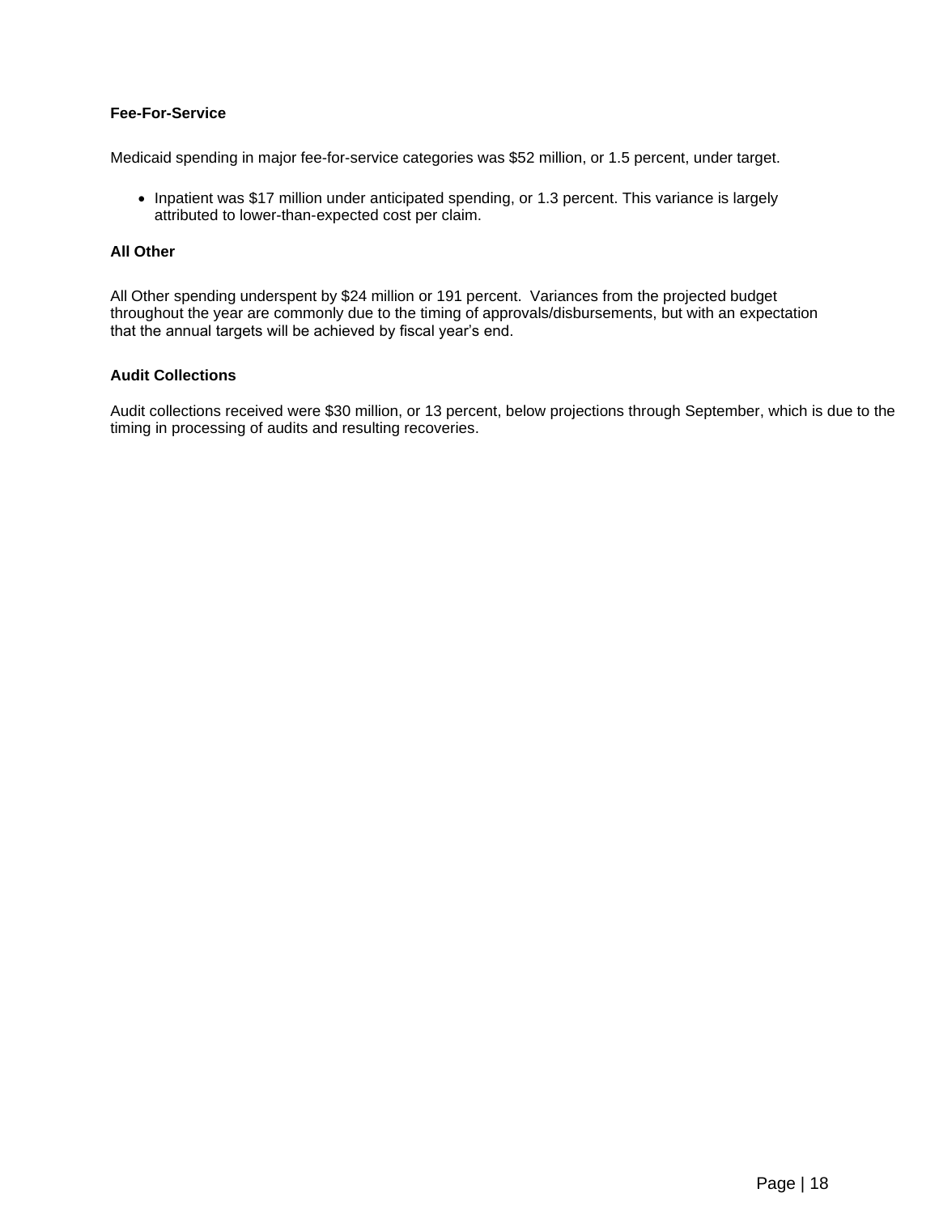**Fee-For-Service**

Medicaid spending in major fee-for-service categories was $52 million, or 1.5 percent, under target.

- Inpatient was $17 million under anticipated spending, or 1.3 percent. This variance is largely attributed to lower-than-expected cost per claim.

**All Other**

All Other spending underspent by $24 million or 191 percent. Variances from the projected budget throughout the year are commonly due to the timing of approvals/disbursements, but with an expectation that the annual targets will be achieved by fiscal year's end.

**Audit Collections**

Audit collections received were $30 million, or 13 percent, below projections through September, which is due to the timing in processing of audits and resulting recoveries.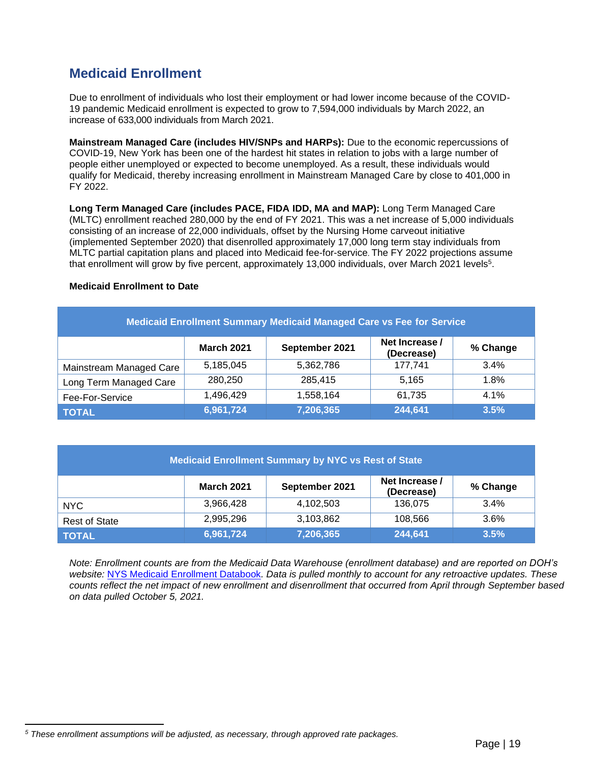## Medicaid Enrollment

Due to enrollment of individuals who lost their employment or had lower income because of the COVID-19 pandemic Medicaid enrollment is expected to grow to 7,594,000 individuals by March 2022, an increase of 633,000 individuals from March 2021.

**Mainstream Managed Care (includes HIV/SNPs and HARPs):** Due to the economic repercussions of COVID-19, New York has been one of the hardest hit states in relation to jobs with a large number of people either unemployed or expected to become unemployed. As a result, these individuals would qualify for Medicaid, thereby increasing enrollment in Mainstream Managed Care by close to 401,000 in FY 2022.

**Long Term Managed Care (includes PACE, FIDA IDD, MA and MAP):** Long Term Managed Care (MLTC) enrollment reached 280,000 by the end of FY 2021. This was a net increase of 5,000 individuals consisting of an increase of 22,000 individuals, offset by the Nursing Home carveout initiative (implemented September 2020) that disenrolled approximately 17,000 long term stay individuals from MLTC partial capitation plans and placed into Medicaid fee-for-service. The FY 2022 projections assume that enrollment will grow by five percent, approximately 13,000 individuals, over March 2021 levels[5].

**Medicaid Enrollment to Date**

**Medicaid Enrollment Summary Medicaid Managed Care vs Fee for Service**

| | March 2021 | September 2021 | Net Increase / (Decrease) | % Change |
|---|---|---|---|---|
| Mainstream Managed Care | 5,185,045 | 5,362,786 | 177,741 | 3.4% |
| Long Term Managed Care | 280,250 | 285,415 | 5,165 | 1.8% |
| Fee-For-Service | 1,496,429 | 1,558,164 | 61,735 | 4.1% |
| **TOTAL** | **6,961,724** | **7,206,365** | **244,641** | **3.5%** |

**Medicaid Enrollment Summary by NYC vs Rest of State**

| | March 2021 | September 2021 | Net Increase / (Decrease) | % Change |
|---|---|---|---|---|
| NYC | 3,966,428 | 4,102,503 | 136,075 | 3.4% |
| Rest of State | 2,995,296 | 3,103,862 | 108,566 | 3.6% |
| **TOTAL** | **6,961,724** | **7,206,365** | **244,641** | **3.5%** |

*Note: Enrollment counts are from the Medicaid Data Warehouse (enrollment database) and are reported on DOH's website:* [NYS Medicaid Enrollment Databook](). *Data is pulled monthly to account for any retroactive updates. These counts reflect the net impact of new enrollment and disenrollment that occurred from April through September based on data pulled October 5, 2021.*

---

[5] *These enrollment assumptions will be adjusted, as necessary, through approved rate packages.*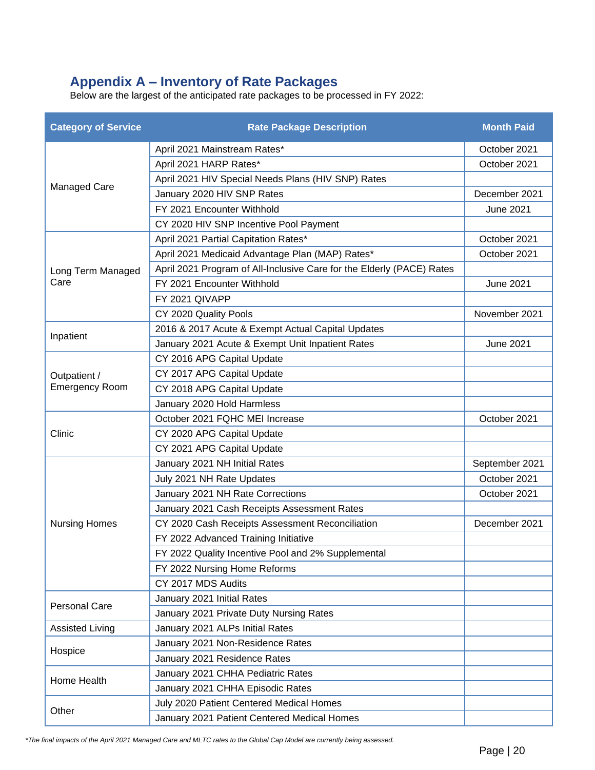## Appendix A – Inventory of Rate Packages

Below are the largest of the anticipated rate packages to be processed in FY 2022:

| Category of Service | Rate Package Description | Month Paid |
|---|---|---|
| Managed Care | April 2021 Mainstream Rates* | October 2021 |
| | April 2021 HARP Rates* | October 2021 |
| | April 2021 HIV Special Needs Plans (HIV SNP) Rates | |
| | January 2020 HIV SNP Rates | December 2021 |
| | FY 2021 Encounter Withhold | June 2021 |
| | CY 2020 HIV SNP Incentive Pool Payment | |
| Long Term Managed Care | April 2021 Partial Capitation Rates* | October 2021 |
| | April 2021 Medicaid Advantage Plan (MAP) Rates* | October 2021 |
| | April 2021 Program of All-Inclusive Care for the Elderly (PACE) Rates | |
| | FY 2021 Encounter Withhold | June 2021 |
| | FY 2021 QIVAPP | |
| | CY 2020 Quality Pools | November 2021 |
| Inpatient | 2016 & 2017 Acute & Exempt Actual Capital Updates | |
| | January 2021 Acute & Exempt Unit Inpatient Rates | June 2021 |
| Outpatient / Emergency Room | CY 2016 APG Capital Update | |
| | CY 2017 APG Capital Update | |
| | CY 2018 APG Capital Update | |
| | January 2020 Hold Harmless | |
| Clinic | October 2021 FQHC MEI Increase | October 2021 |
| | CY 2020 APG Capital Update | |
| | CY 2021 APG Capital Update | |
| Nursing Homes | January 2021 NH Initial Rates | September 2021 |
| | July 2021 NH Rate Updates | October 2021 |
| | January 2021 NH Rate Corrections | October 2021 |
| | January 2021 Cash Receipts Assessment Rates | |
| | CY 2020 Cash Receipts Assessment Reconciliation | December 2021 |
| | FY 2022 Advanced Training Initiative | |
| | FY 2022 Quality Incentive Pool and 2% Supplemental | |
| | FY 2022 Nursing Home Reforms | |
| | CY 2017 MDS Audits | |
| Personal Care | January 2021 Initial Rates | |
| | January 2021 Private Duty Nursing Rates | |
| Assisted Living | January 2021 ALPs Initial Rates | |
| Hospice | January 2021 Non-Residence Rates | |
| | January 2021 Residence Rates | |
| Home Health | January 2021 CHHA Pediatric Rates | |
| | January 2021 CHHA Episodic Rates | |
| Other | July 2020 Patient Centered Medical Homes | |
| | January 2021 Patient Centered Medical Homes | |

*\*The final impacts of the April 2021 Managed Care and MLTC rates to the Global Cap Model are currently being assessed.*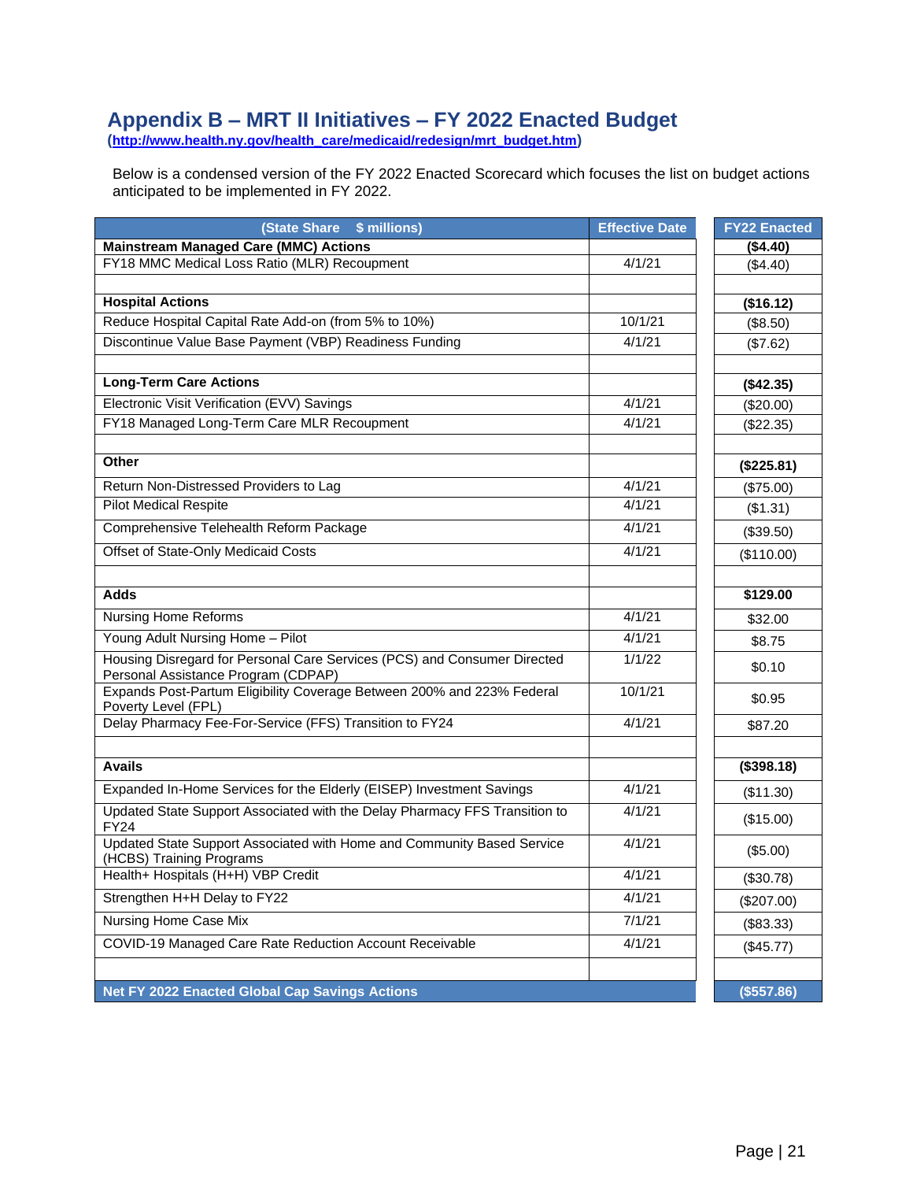## Appendix B – MRT II Initiatives – FY 2022 Enacted Budget

(http://www.health.ny.gov/health_care/medicaid/redesign/mrt_budget.htm)

Below is a condensed version of the FY 2022 Enacted Scorecard which focuses the list on budget actions anticipated to be implemented in FY 2022.

| (State Share $ millions) | Effective Date | FY22 Enacted |
|---|---|---|
| **Mainstream Managed Care (MMC) Actions** | | **($4.40)** |
| FY18 MMC Medical Loss Ratio (MLR) Recoupment | 4/1/21 | ($4.40) |
| | | |
| **Hospital Actions** | | **($16.12)** |
| Reduce Hospital Capital Rate Add-on (from 5% to 10%) | 10/1/21 | ($8.50) |
| Discontinue Value Base Payment (VBP) Readiness Funding | 4/1/21 | ($7.62) |
| | | |
| **Long-Term Care Actions** | | **($42.35)** |
| Electronic Visit Verification (EVV) Savings | 4/1/21 | ($20.00) |
| FY18 Managed Long-Term Care MLR Recoupment | 4/1/21 | ($22.35) |
| | | |
| **Other** | | **($225.81)** |
| Return Non-Distressed Providers to Lag | 4/1/21 | ($75.00) |
| Pilot Medical Respite | 4/1/21 | ($1.31) |
| Comprehensive Telehealth Reform Package | 4/1/21 | ($39.50) |
| Offset of State-Only Medicaid Costs | 4/1/21 | ($110.00) |
| | | |
| **Adds** | | **$129.00** |
| Nursing Home Reforms | 4/1/21 | $32.00 |
| Young Adult Nursing Home – Pilot | 4/1/21 | $8.75 |
| Housing Disregard for Personal Care Services (PCS) and Consumer Directed Personal Assistance Program (CDPAP) | 1/1/22 | $0.10 |
| Expands Post-Partum Eligibility Coverage Between 200% and 223% Federal Poverty Level (FPL) | 10/1/21 | $0.95 |
| Delay Pharmacy Fee-For-Service (FFS) Transition to FY24 | 4/1/21 | $87.20 |
| | | |
| **Avails** | | **($398.18)** |
| Expanded In-Home Services for the Elderly (EISEP) Investment Savings | 4/1/21 | ($11.30) |
| Updated State Support Associated with the Delay Pharmacy FFS Transition to FY24 | 4/1/21 | ($15.00) |
| Updated State Support Associated with Home and Community Based Service (HCBS) Training Programs | 4/1/21 | ($5.00) |
| Health+ Hospitals (H+H) VBP Credit | 4/1/21 | ($30.78) |
| Strengthen H+H Delay to FY22 | 4/1/21 | ($207.00) |
| Nursing Home Case Mix | 7/1/21 | ($83.33) |
| COVID-19 Managed Care Rate Reduction Account Receivable | 4/1/21 | ($45.77) |
| | | |
| **Net FY 2022 Enacted Global Cap Savings Actions** | | **($557.86)** |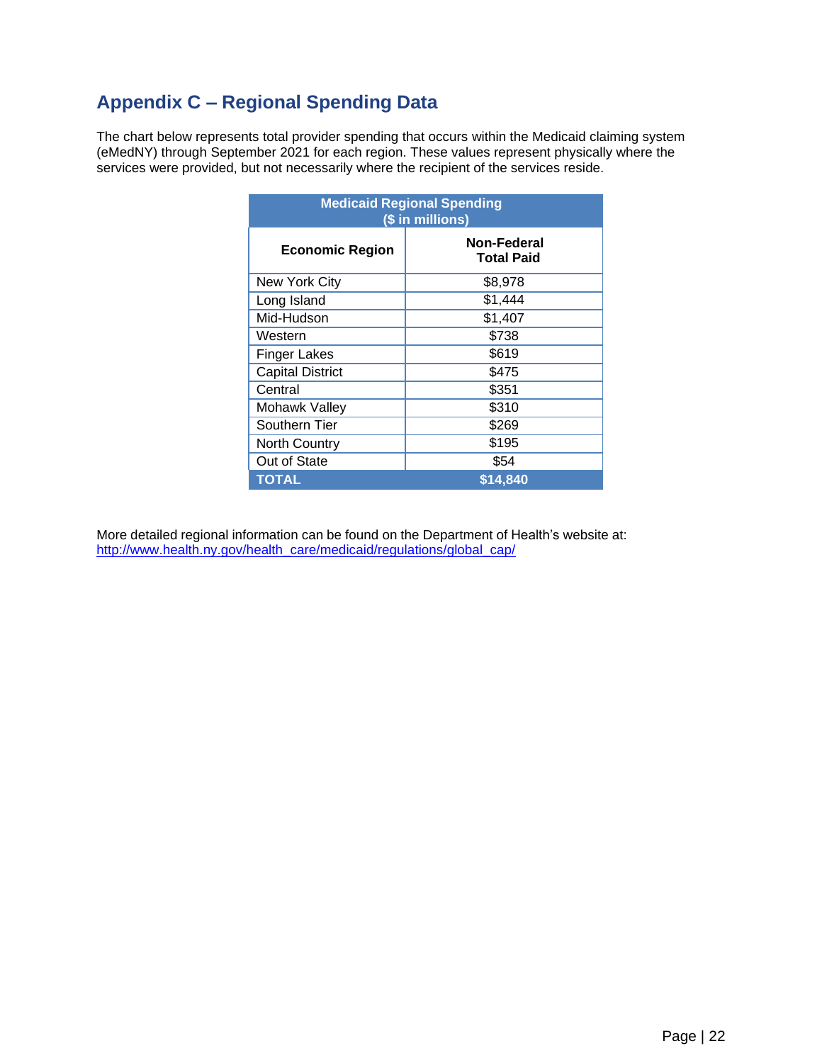## Appendix C – Regional Spending Data

The chart below represents total provider spending that occurs within the Medicaid claiming system (eMedNY) through September 2021 for each region. These values represent physically where the services were provided, but not necessarily where the recipient of the services reside.

| Medicaid Regional Spending ($ in millions) | |
|---|---|
| **Economic Region** | **Non-Federal Total Paid** |
| New York City | $8,978 |
| Long Island | $1,444 |
| Mid-Hudson | $1,407 |
| Western | $738 |
| Finger Lakes | $619 |
| Capital District | $475 |
| Central | $351 |
| Mohawk Valley | $310 |
| Southern Tier | $269 |
| North Country | $195 |
| Out of State | $54 |
| **TOTAL** | **$14,840** |

More detailed regional information can be found on the Department of Health's website at: http://www.health.ny.gov/health_care/medicaid/regulations/global_cap/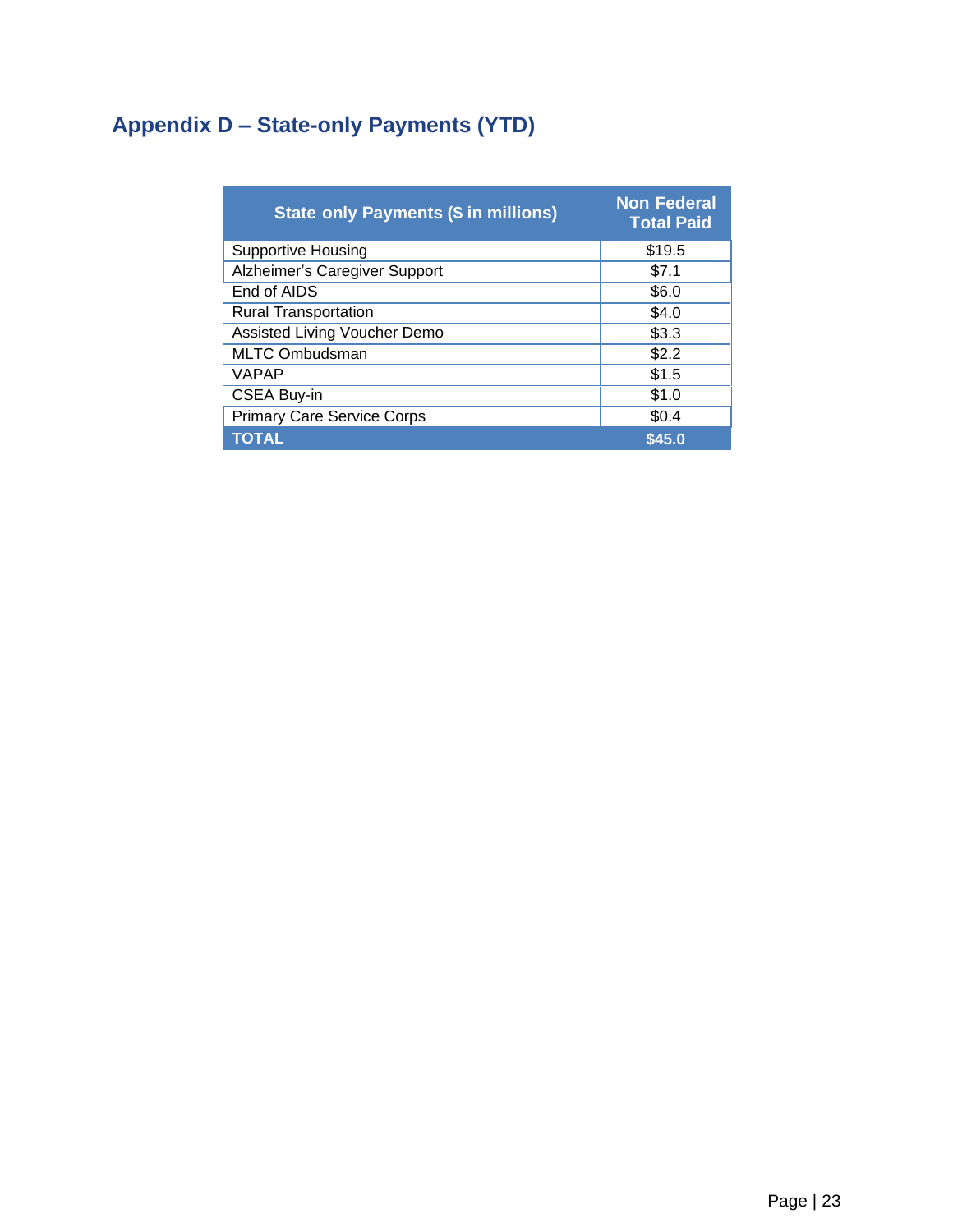## Appendix D – State-only Payments (YTD)

| State only Payments ($ in millions) | Non Federal Total Paid |
|---|---|
| Supportive Housing | $19.5 |
| Alzheimer's Caregiver Support | $7.1 |
| End of AIDS | $6.0 |
| Rural Transportation | $4.0 |
| Assisted Living Voucher Demo | $3.3 |
| MLTC Ombudsman | $2.2 |
| VAPAP | $1.5 |
| CSEA Buy-in | $1.0 |
| Primary Care Service Corps | $0.4 |
| **TOTAL** | **$45.0** |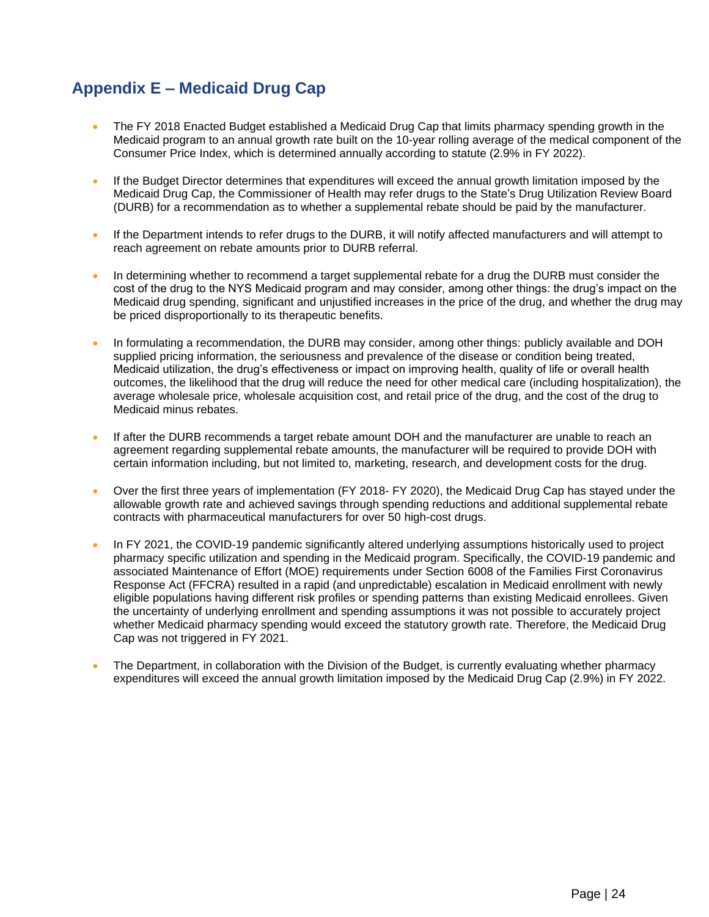## Appendix E – Medicaid Drug Cap

- The FY 2018 Enacted Budget established a Medicaid Drug Cap that limits pharmacy spending growth in the Medicaid program to an annual growth rate built on the 10-year rolling average of the medical component of the Consumer Price Index, which is determined annually according to statute (2.9% in FY 2022).
- If the Budget Director determines that expenditures will exceed the annual growth limitation imposed by the Medicaid Drug Cap, the Commissioner of Health may refer drugs to the State's Drug Utilization Review Board (DURB) for a recommendation as to whether a supplemental rebate should be paid by the manufacturer.
- If the Department intends to refer drugs to the DURB, it will notify affected manufacturers and will attempt to reach agreement on rebate amounts prior to DURB referral.
- In determining whether to recommend a target supplemental rebate for a drug the DURB must consider the cost of the drug to the NYS Medicaid program and may consider, among other things: the drug's impact on the Medicaid drug spending, significant and unjustified increases in the price of the drug, and whether the drug may be priced disproportionally to its therapeutic benefits.
- In formulating a recommendation, the DURB may consider, among other things: publicly available and DOH supplied pricing information, the seriousness and prevalence of the disease or condition being treated, Medicaid utilization, the drug's effectiveness or impact on improving health, quality of life or overall health outcomes, the likelihood that the drug will reduce the need for other medical care (including hospitalization), the average wholesale price, wholesale acquisition cost, and retail price of the drug, and the cost of the drug to Medicaid minus rebates.
- If after the DURB recommends a target rebate amount DOH and the manufacturer are unable to reach an agreement regarding supplemental rebate amounts, the manufacturer will be required to provide DOH with certain information including, but not limited to, marketing, research, and development costs for the drug.
- Over the first three years of implementation (FY 2018- FY 2020), the Medicaid Drug Cap has stayed under the allowable growth rate and achieved savings through spending reductions and additional supplemental rebate contracts with pharmaceutical manufacturers for over 50 high-cost drugs.
- In FY 2021, the COVID-19 pandemic significantly altered underlying assumptions historically used to project pharmacy specific utilization and spending in the Medicaid program. Specifically, the COVID-19 pandemic and associated Maintenance of Effort (MOE) requirements under Section 6008 of the Families First Coronavirus Response Act (FFCRA) resulted in a rapid (and unpredictable) escalation in Medicaid enrollment with newly eligible populations having different risk profiles or spending patterns than existing Medicaid enrollees. Given the uncertainty of underlying enrollment and spending assumptions it was not possible to accurately project whether Medicaid pharmacy spending would exceed the statutory growth rate. Therefore, the Medicaid Drug Cap was not triggered in FY 2021.
- The Department, in collaboration with the Division of the Budget, is currently evaluating whether pharmacy expenditures will exceed the annual growth limitation imposed by the Medicaid Drug Cap (2.9%) in FY 2022.